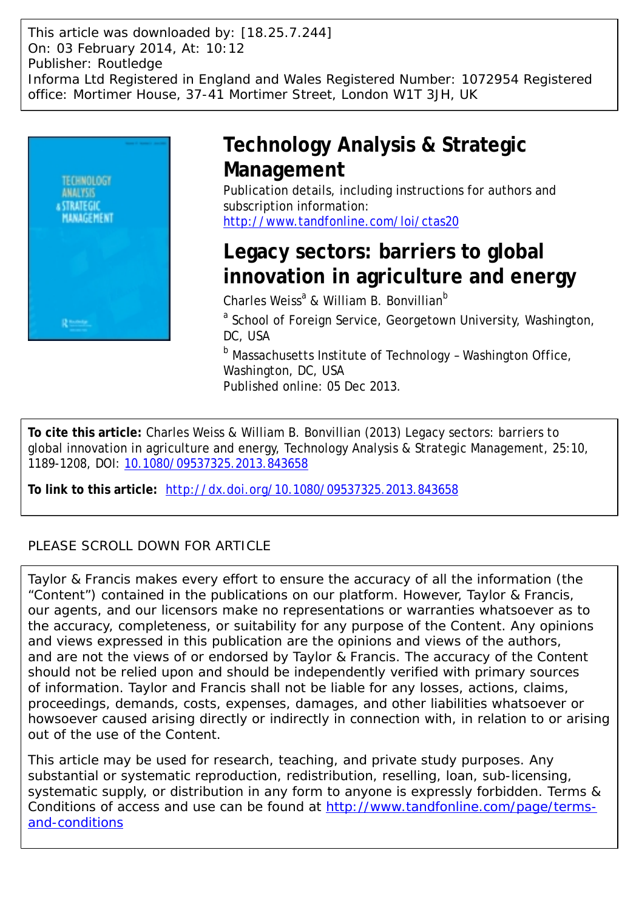This article was downloaded by: [18.25.7.244]
On: 03 February 2014, At: 10:12
Publisher: Routledge
Informa Ltd Registered in England and Wales Registered Number: 1072954 Registered office: Mortimer House, 37-41 Mortimer Street, London W1T 3JH, UK

# Technology Analysis & Strategic Management

Publication details, including instructions for authors and subscription information:
http://www.tandfonline.com/loi/ctas20

# Legacy sectors: barriers to global innovation in agriculture and energy

Charles Weiss[a] & William B. Bonvillian[b]

[a] School of Foreign Service, Georgetown University, Washington, DC, USA

[b] Massachusetts Institute of Technology – Washington Office, Washington, DC, USA

Published online: 05 Dec 2013.

**To cite this article:** Charles Weiss & William B. Bonvillian (2013) Legacy sectors: barriers to global innovation in agriculture and energy, Technology Analysis & Strategic Management, 25:10, 1189-1208, DOI: 10.1080/09537325.2013.843658

**To link to this article:** http://dx.doi.org/10.1080/09537325.2013.843658

PLEASE SCROLL DOWN FOR ARTICLE

Taylor & Francis makes every effort to ensure the accuracy of all the information (the "Content") contained in the publications on our platform. However, Taylor & Francis, our agents, and our licensors make no representations or warranties whatsoever as to the accuracy, completeness, or suitability for any purpose of the Content. Any opinions and views expressed in this publication are the opinions and views of the authors, and are not the views of or endorsed by Taylor & Francis. The accuracy of the Content should not be relied upon and should be independently verified with primary sources of information. Taylor and Francis shall not be liable for any losses, actions, claims, proceedings, demands, costs, expenses, damages, and other liabilities whatsoever or howsoever caused arising directly or indirectly in connection with, in relation to or arising out of the use of the Content.

This article may be used for research, teaching, and private study purposes. Any substantial or systematic reproduction, redistribution, reselling, loan, sub-licensing, systematic supply, or distribution in any form to anyone is expressly forbidden. Terms & Conditions of access and use can be found at http://www.tandfonline.com/page/terms-and-conditions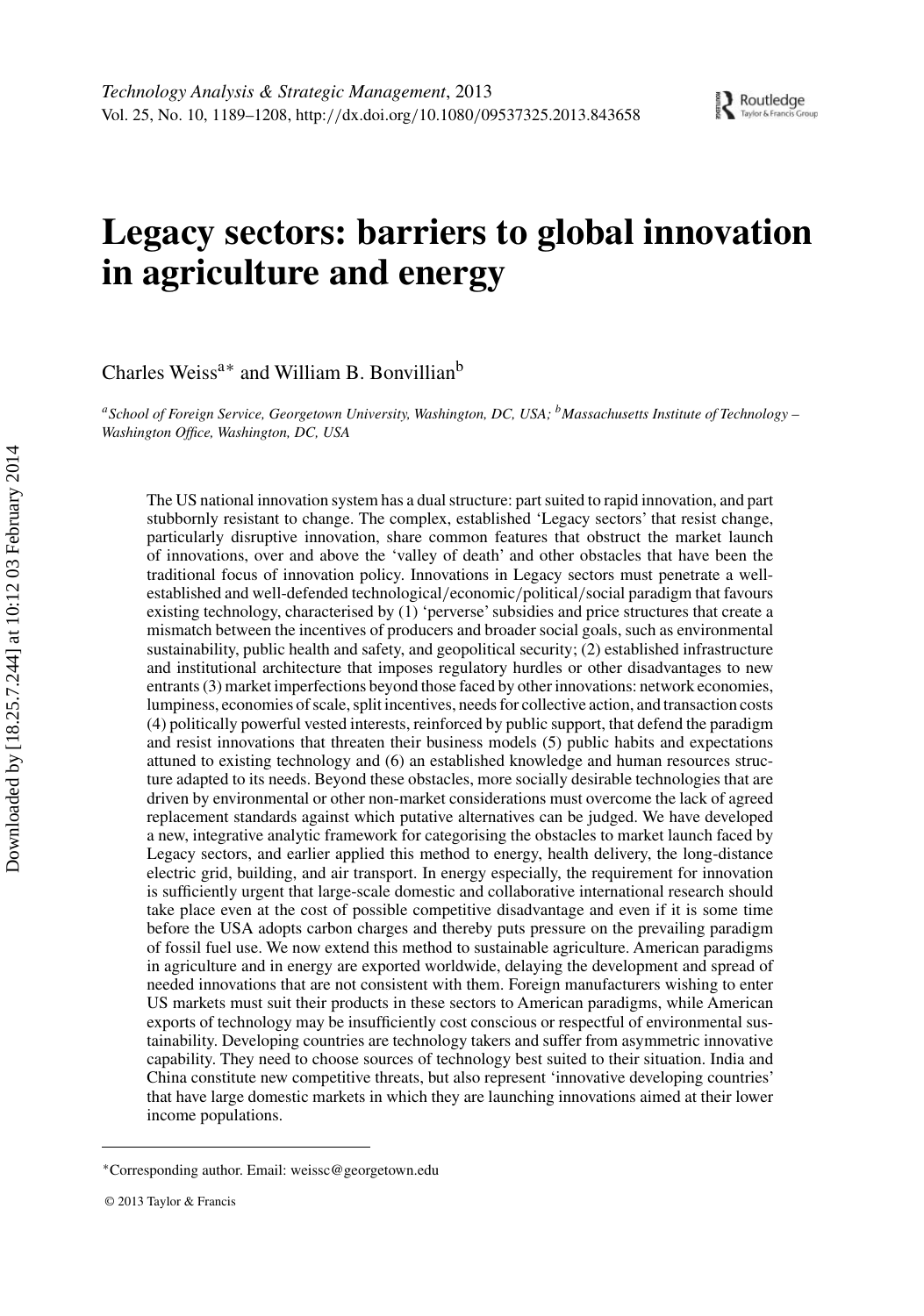# Legacy sectors: barriers to global innovation in agriculture and energy

Charles Weiss[a]* and William B. Bonvillian[b]

[a]*School of Foreign Service, Georgetown University, Washington, DC, USA;* [b]*Massachusetts Institute of Technology – Washington Office, Washington, DC, USA*

The US national innovation system has a dual structure: part suited to rapid innovation, and part stubbornly resistant to change. The complex, established 'Legacy sectors' that resist change, particularly disruptive innovation, share common features that obstruct the market launch of innovations, over and above the 'valley of death' and other obstacles that have been the traditional focus of innovation policy. Innovations in Legacy sectors must penetrate a well-established and well-defended technological/economic/political/social paradigm that favours existing technology, characterised by (1) 'perverse' subsidies and price structures that create a mismatch between the incentives of producers and broader social goals, such as environmental sustainability, public health and safety, and geopolitical security; (2) established infrastructure and institutional architecture that imposes regulatory hurdles or other disadvantages to new entrants (3) market imperfections beyond those faced by other innovations: network economies, lumpiness, economies of scale, split incentives, needs for collective action, and transaction costs (4) politically powerful vested interests, reinforced by public support, that defend the paradigm and resist innovations that threaten their business models (5) public habits and expectations attuned to existing technology and (6) an established knowledge and human resources structure adapted to its needs. Beyond these obstacles, more socially desirable technologies that are driven by environmental or other non-market considerations must overcome the lack of agreed replacement standards against which putative alternatives can be judged. We have developed a new, integrative analytic framework for categorising the obstacles to market launch faced by Legacy sectors, and earlier applied this method to energy, health delivery, the long-distance electric grid, building, and air transport. In energy especially, the requirement for innovation is sufficiently urgent that large-scale domestic and collaborative international research should take place even at the cost of possible competitive disadvantage and even if it is some time before the USA adopts carbon charges and thereby puts pressure on the prevailing paradigm of fossil fuel use. We now extend this method to sustainable agriculture. American paradigms in agriculture and in energy are exported worldwide, delaying the development and spread of needed innovations that are not consistent with them. Foreign manufacturers wishing to enter US markets must suit their products in these sectors to American paradigms, while American exports of technology may be insufficiently cost conscious or respectful of environmental sustainability. Developing countries are technology takers and suffer from asymmetric innovative capability. They need to choose sources of technology best suited to their situation. India and China constitute new competitive threats, but also represent 'innovative developing countries' that have large domestic markets in which they are launching innovations aimed at their lower income populations.

*Corresponding author. Email: weissc@georgetown.edu

© 2013 Taylor & Francis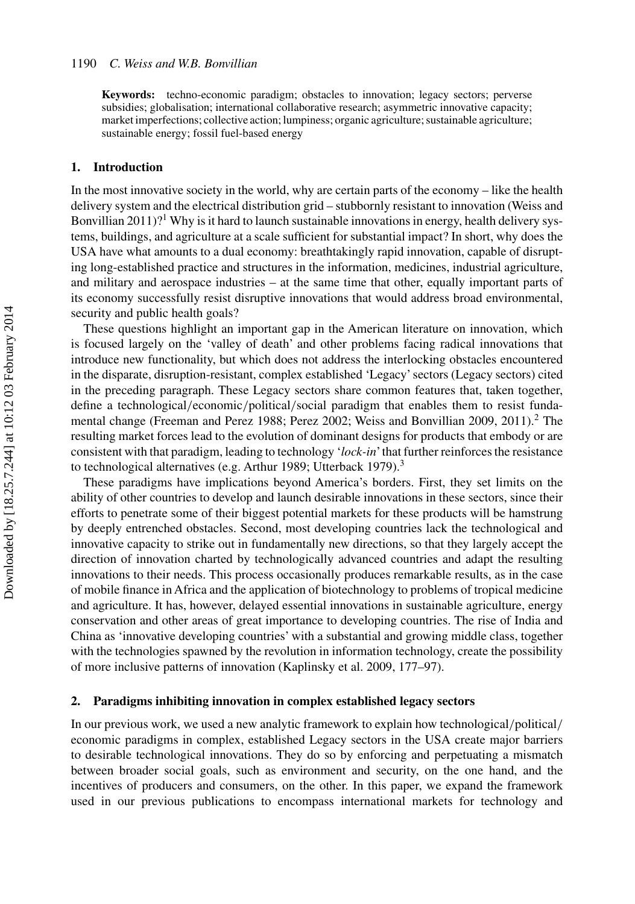**Keywords:** techno-economic paradigm; obstacles to innovation; legacy sectors; perverse subsidies; globalisation; international collaborative research; asymmetric innovative capacity; market imperfections; collective action; lumpiness; organic agriculture; sustainable agriculture; sustainable energy; fossil fuel-based energy

## 1. Introduction

In the most innovative society in the world, why are certain parts of the economy – like the health delivery system and the electrical distribution grid – stubbornly resistant to innovation (Weiss and Bonvillian 2011)?[1] Why is it hard to launch sustainable innovations in energy, health delivery systems, buildings, and agriculture at a scale sufficient for substantial impact? In short, why does the USA have what amounts to a dual economy: breathtakingly rapid innovation, capable of disrupting long-established practice and structures in the information, medicines, industrial agriculture, and military and aerospace industries – at the same time that other, equally important parts of its economy successfully resist disruptive innovations that would address broad environmental, security and public health goals?

These questions highlight an important gap in the American literature on innovation, which is focused largely on the 'valley of death' and other problems facing radical innovations that introduce new functionality, but which does not address the interlocking obstacles encountered in the disparate, disruption-resistant, complex established 'Legacy' sectors (Legacy sectors) cited in the preceding paragraph. These Legacy sectors share common features that, taken together, define a technological/economic/political/social paradigm that enables them to resist fundamental change (Freeman and Perez 1988; Perez 2002; Weiss and Bonvillian 2009, 2011).[2] The resulting market forces lead to the evolution of dominant designs for products that embody or are consistent with that paradigm, leading to technology '*lock-in*' that further reinforces the resistance to technological alternatives (e.g. Arthur 1989; Utterback 1979).[3]

These paradigms have implications beyond America's borders. First, they set limits on the ability of other countries to develop and launch desirable innovations in these sectors, since their efforts to penetrate some of their biggest potential markets for these products will be hamstrung by deeply entrenched obstacles. Second, most developing countries lack the technological and innovative capacity to strike out in fundamentally new directions, so that they largely accept the direction of innovation charted by technologically advanced countries and adapt the resulting innovations to their needs. This process occasionally produces remarkable results, as in the case of mobile finance in Africa and the application of biotechnology to problems of tropical medicine and agriculture. It has, however, delayed essential innovations in sustainable agriculture, energy conservation and other areas of great importance to developing countries. The rise of India and China as 'innovative developing countries' with a substantial and growing middle class, together with the technologies spawned by the revolution in information technology, create the possibility of more inclusive patterns of innovation (Kaplinsky et al. 2009, 177–97).

## 2. Paradigms inhibiting innovation in complex established legacy sectors

In our previous work, we used a new analytic framework to explain how technological/political/economic paradigms in complex, established Legacy sectors in the USA create major barriers to desirable technological innovations. They do so by enforcing and perpetuating a mismatch between broader social goals, such as environment and security, on the one hand, and the incentives of producers and consumers, on the other. In this paper, we expand the framework used in our previous publications to encompass international markets for technology and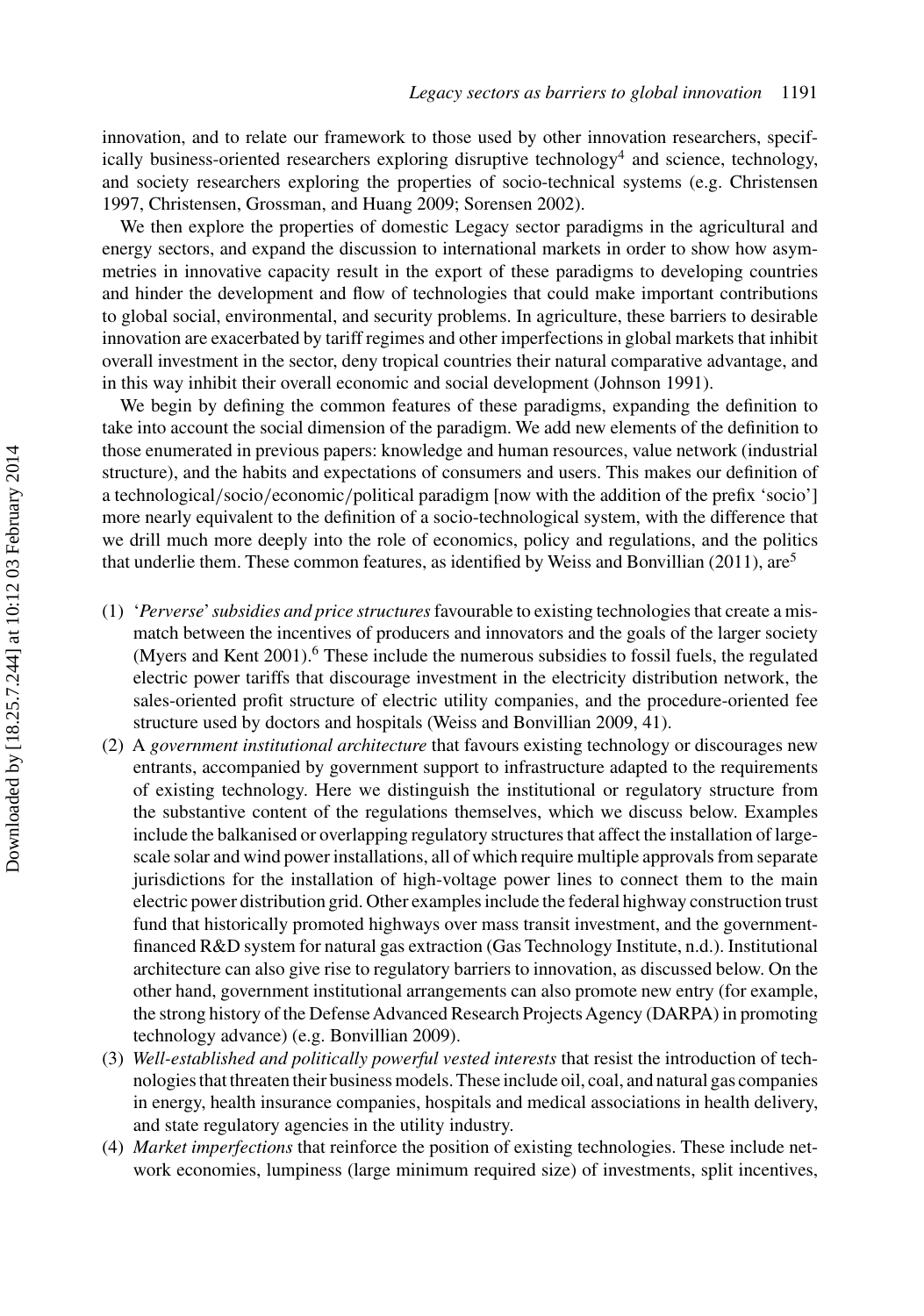innovation, and to relate our framework to those used by other innovation researchers, specifically business-oriented researchers exploring disruptive technology[4] and science, technology, and society researchers exploring the properties of socio-technical systems (e.g. Christensen 1997, Christensen, Grossman, and Huang 2009; Sorensen 2002).

We then explore the properties of domestic Legacy sector paradigms in the agricultural and energy sectors, and expand the discussion to international markets in order to show how asymmetries in innovative capacity result in the export of these paradigms to developing countries and hinder the development and flow of technologies that could make important contributions to global social, environmental, and security problems. In agriculture, these barriers to desirable innovation are exacerbated by tariff regimes and other imperfections in global markets that inhibit overall investment in the sector, deny tropical countries their natural comparative advantage, and in this way inhibit their overall economic and social development (Johnson 1991).

We begin by defining the common features of these paradigms, expanding the definition to take into account the social dimension of the paradigm. We add new elements of the definition to those enumerated in previous papers: knowledge and human resources, value network (industrial structure), and the habits and expectations of consumers and users. This makes our definition of a technological/socio/economic/political paradigm [now with the addition of the prefix 'socio'] more nearly equivalent to the definition of a socio-technological system, with the difference that we drill much more deeply into the role of economics, policy and regulations, and the politics that underlie them. These common features, as identified by Weiss and Bonvillian (2011), are[5]

(1) '*Perverse*' *subsidies and price structures* favourable to existing technologies that create a mismatch between the incentives of producers and innovators and the goals of the larger society (Myers and Kent 2001).[6] These include the numerous subsidies to fossil fuels, the regulated electric power tariffs that discourage investment in the electricity distribution network, the sales-oriented profit structure of electric utility companies, and the procedure-oriented fee structure used by doctors and hospitals (Weiss and Bonvillian 2009, 41).
(2) A *government institutional architecture* that favours existing technology or discourages new entrants, accompanied by government support to infrastructure adapted to the requirements of existing technology. Here we distinguish the institutional or regulatory structure from the substantive content of the regulations themselves, which we discuss below. Examples include the balkanised or overlapping regulatory structures that affect the installation of large-scale solar and wind power installations, all of which require multiple approvals from separate jurisdictions for the installation of high-voltage power lines to connect them to the main electric power distribution grid. Other examples include the federal highway construction trust fund that historically promoted highways over mass transit investment, and the government-financed R&D system for natural gas extraction (Gas Technology Institute, n.d.). Institutional architecture can also give rise to regulatory barriers to innovation, as discussed below. On the other hand, government institutional arrangements can also promote new entry (for example, the strong history of the Defense Advanced Research Projects Agency (DARPA) in promoting technology advance) (e.g. Bonvillian 2009).
(3) *Well-established and politically powerful vested interests* that resist the introduction of technologies that threaten their business models. These include oil, coal, and natural gas companies in energy, health insurance companies, hospitals and medical associations in health delivery, and state regulatory agencies in the utility industry.
(4) *Market imperfections* that reinforce the position of existing technologies. These include network economies, lumpiness (large minimum required size) of investments, split incentives,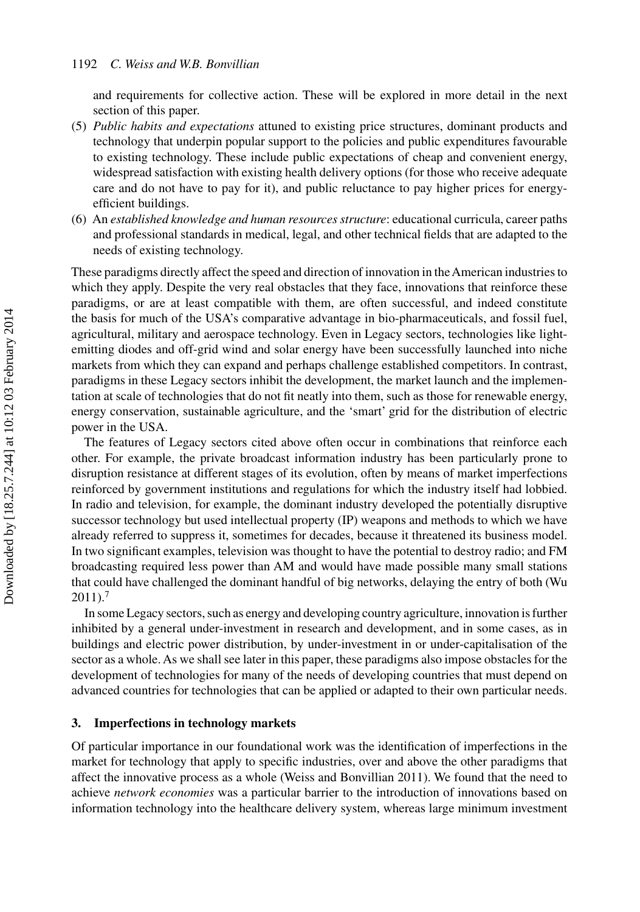and requirements for collective action. These will be explored in more detail in the next section of this paper.

(5) *Public habits and expectations* attuned to existing price structures, dominant products and technology that underpin popular support to the policies and public expenditures favourable to existing technology. These include public expectations of cheap and convenient energy, widespread satisfaction with existing health delivery options (for those who receive adequate care and do not have to pay for it), and public reluctance to pay higher prices for energy-efficient buildings.

(6) An *established knowledge and human resources structure*: educational curricula, career paths and professional standards in medical, legal, and other technical fields that are adapted to the needs of existing technology.

These paradigms directly affect the speed and direction of innovation in the American industries to which they apply. Despite the very real obstacles that they face, innovations that reinforce these paradigms, or are at least compatible with them, are often successful, and indeed constitute the basis for much of the USA's comparative advantage in bio-pharmaceuticals, and fossil fuel, agricultural, military and aerospace technology. Even in Legacy sectors, technologies like light-emitting diodes and off-grid wind and solar energy have been successfully launched into niche markets from which they can expand and perhaps challenge established competitors. In contrast, paradigms in these Legacy sectors inhibit the development, the market launch and the implementation at scale of technologies that do not fit neatly into them, such as those for renewable energy, energy conservation, sustainable agriculture, and the 'smart' grid for the distribution of electric power in the USA.

The features of Legacy sectors cited above often occur in combinations that reinforce each other. For example, the private broadcast information industry has been particularly prone to disruption resistance at different stages of its evolution, often by means of market imperfections reinforced by government institutions and regulations for which the industry itself had lobbied. In radio and television, for example, the dominant industry developed the potentially disruptive successor technology but used intellectual property (IP) weapons and methods to which we have already referred to suppress it, sometimes for decades, because it threatened its business model. In two significant examples, television was thought to have the potential to destroy radio; and FM broadcasting required less power than AM and would have made possible many small stations that could have challenged the dominant handful of big networks, delaying the entry of both (Wu 2011).[7]

In some Legacy sectors, such as energy and developing country agriculture, innovation is further inhibited by a general under-investment in research and development, and in some cases, as in buildings and electric power distribution, by under-investment in or under-capitalisation of the sector as a whole. As we shall see later in this paper, these paradigms also impose obstacles for the development of technologies for many of the needs of developing countries that must depend on advanced countries for technologies that can be applied or adapted to their own particular needs.

## 3. Imperfections in technology markets

Of particular importance in our foundational work was the identification of imperfections in the market for technology that apply to specific industries, over and above the other paradigms that affect the innovative process as a whole (Weiss and Bonvillian 2011). We found that the need to achieve *network economies* was a particular barrier to the introduction of innovations based on information technology into the healthcare delivery system, whereas large minimum investment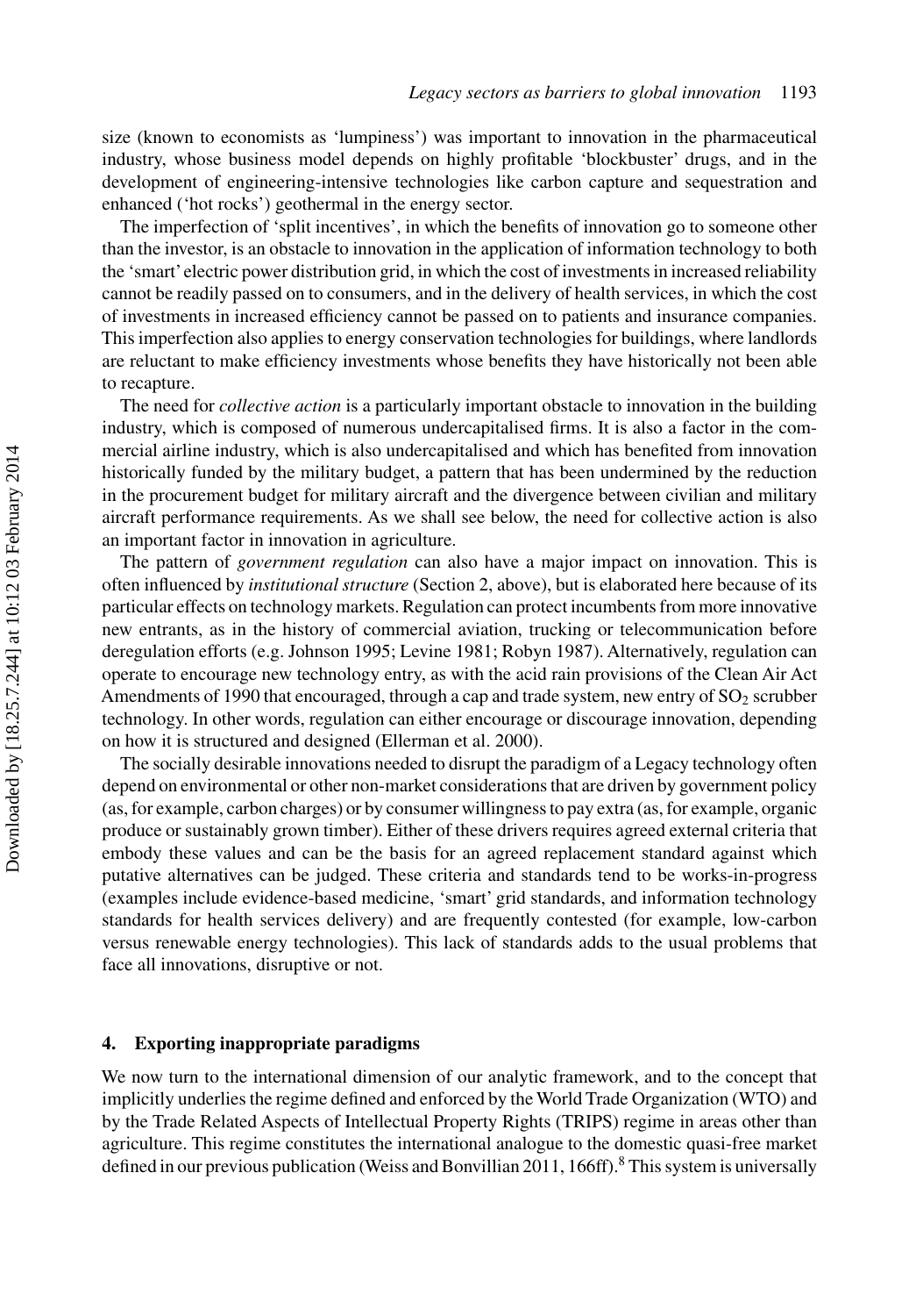size (known to economists as 'lumpiness') was important to innovation in the pharmaceutical industry, whose business model depends on highly profitable 'blockbuster' drugs, and in the development of engineering-intensive technologies like carbon capture and sequestration and enhanced ('hot rocks') geothermal in the energy sector.

The imperfection of 'split incentives', in which the benefits of innovation go to someone other than the investor, is an obstacle to innovation in the application of information technology to both the 'smart' electric power distribution grid, in which the cost of investments in increased reliability cannot be readily passed on to consumers, and in the delivery of health services, in which the cost of investments in increased efficiency cannot be passed on to patients and insurance companies. This imperfection also applies to energy conservation technologies for buildings, where landlords are reluctant to make efficiency investments whose benefits they have historically not been able to recapture.

The need for *collective action* is a particularly important obstacle to innovation in the building industry, which is composed of numerous undercapitalised firms. It is also a factor in the commercial airline industry, which is also undercapitalised and which has benefited from innovation historically funded by the military budget, a pattern that has been undermined by the reduction in the procurement budget for military aircraft and the divergence between civilian and military aircraft performance requirements. As we shall see below, the need for collective action is also an important factor in innovation in agriculture.

The pattern of *government regulation* can also have a major impact on innovation. This is often influenced by *institutional structure* (Section 2, above), but is elaborated here because of its particular effects on technology markets. Regulation can protect incumbents from more innovative new entrants, as in the history of commercial aviation, trucking or telecommunication before deregulation efforts (e.g. Johnson 1995; Levine 1981; Robyn 1987). Alternatively, regulation can operate to encourage new technology entry, as with the acid rain provisions of the Clean Air Act Amendments of 1990 that encouraged, through a cap and trade system, new entry of $SO_2$ scrubber technology. In other words, regulation can either encourage or discourage innovation, depending on how it is structured and designed (Ellerman et al. 2000).

The socially desirable innovations needed to disrupt the paradigm of a Legacy technology often depend on environmental or other non-market considerations that are driven by government policy (as, for example, carbon charges) or by consumer willingness to pay extra (as, for example, organic produce or sustainably grown timber). Either of these drivers requires agreed external criteria that embody these values and can be the basis for an agreed replacement standard against which putative alternatives can be judged. These criteria and standards tend to be works-in-progress (examples include evidence-based medicine, 'smart' grid standards, and information technology standards for health services delivery) and are frequently contested (for example, low-carbon versus renewable energy technologies). This lack of standards adds to the usual problems that face all innovations, disruptive or not.

## 4. Exporting inappropriate paradigms

We now turn to the international dimension of our analytic framework, and to the concept that implicitly underlies the regime defined and enforced by the World Trade Organization (WTO) and by the Trade Related Aspects of Intellectual Property Rights (TRIPS) regime in areas other than agriculture. This regime constitutes the international analogue to the domestic quasi-free market defined in our previous publication (Weiss and Bonvillian 2011, 166ff).[8] This system is universally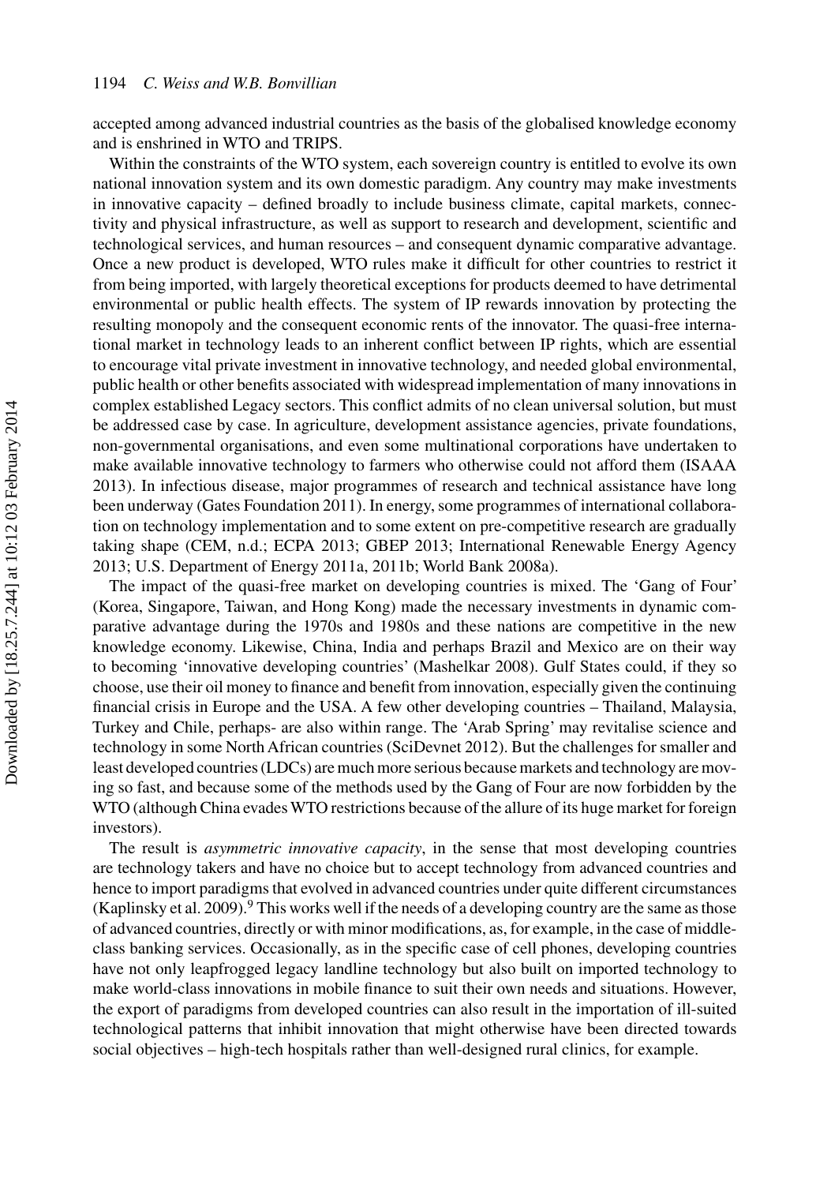accepted among advanced industrial countries as the basis of the globalised knowledge economy and is enshrined in WTO and TRIPS.

Within the constraints of the WTO system, each sovereign country is entitled to evolve its own national innovation system and its own domestic paradigm. Any country may make investments in innovative capacity – defined broadly to include business climate, capital markets, connectivity and physical infrastructure, as well as support to research and development, scientific and technological services, and human resources – and consequent dynamic comparative advantage. Once a new product is developed, WTO rules make it difficult for other countries to restrict it from being imported, with largely theoretical exceptions for products deemed to have detrimental environmental or public health effects. The system of IP rewards innovation by protecting the resulting monopoly and the consequent economic rents of the innovator. The quasi-free international market in technology leads to an inherent conflict between IP rights, which are essential to encourage vital private investment in innovative technology, and needed global environmental, public health or other benefits associated with widespread implementation of many innovations in complex established Legacy sectors. This conflict admits of no clean universal solution, but must be addressed case by case. In agriculture, development assistance agencies, private foundations, non-governmental organisations, and even some multinational corporations have undertaken to make available innovative technology to farmers who otherwise could not afford them (ISAAA 2013). In infectious disease, major programmes of research and technical assistance have long been underway (Gates Foundation 2011). In energy, some programmes of international collaboration on technology implementation and to some extent on pre-competitive research are gradually taking shape (CEM, n.d.; ECPA 2013; GBEP 2013; International Renewable Energy Agency 2013; U.S. Department of Energy 2011a, 2011b; World Bank 2008a).

The impact of the quasi-free market on developing countries is mixed. The 'Gang of Four' (Korea, Singapore, Taiwan, and Hong Kong) made the necessary investments in dynamic comparative advantage during the 1970s and 1980s and these nations are competitive in the new knowledge economy. Likewise, China, India and perhaps Brazil and Mexico are on their way to becoming 'innovative developing countries' (Mashelkar 2008). Gulf States could, if they so choose, use their oil money to finance and benefit from innovation, especially given the continuing financial crisis in Europe and the USA. A few other developing countries – Thailand, Malaysia, Turkey and Chile, perhaps- are also within range. The 'Arab Spring' may revitalise science and technology in some North African countries (SciDevnet 2012). But the challenges for smaller and least developed countries (LDCs) are much more serious because markets and technology are moving so fast, and because some of the methods used by the Gang of Four are now forbidden by the WTO (although China evades WTO restrictions because of the allure of its huge market for foreign investors).

The result is *asymmetric innovative capacity*, in the sense that most developing countries are technology takers and have no choice but to accept technology from advanced countries and hence to import paradigms that evolved in advanced countries under quite different circumstances (Kaplinsky et al. 2009).[9] This works well if the needs of a developing country are the same as those of advanced countries, directly or with minor modifications, as, for example, in the case of middle-class banking services. Occasionally, as in the specific case of cell phones, developing countries have not only leapfrogged legacy landline technology but also built on imported technology to make world-class innovations in mobile finance to suit their own needs and situations. However, the export of paradigms from developed countries can also result in the importation of ill-suited technological patterns that inhibit innovation that might otherwise have been directed towards social objectives – high-tech hospitals rather than well-designed rural clinics, for example.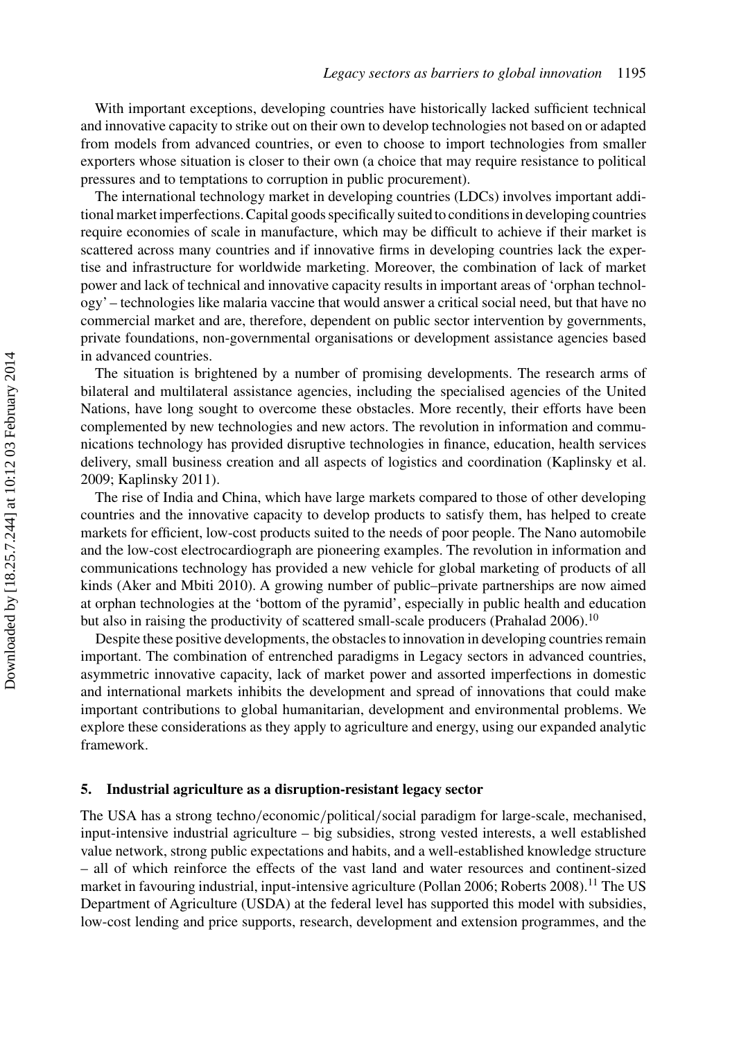With important exceptions, developing countries have historically lacked sufficient technical and innovative capacity to strike out on their own to develop technologies not based on or adapted from models from advanced countries, or even to choose to import technologies from smaller exporters whose situation is closer to their own (a choice that may require resistance to political pressures and to temptations to corruption in public procurement).

The international technology market in developing countries (LDCs) involves important additional market imperfections. Capital goods specifically suited to conditions in developing countries require economies of scale in manufacture, which may be difficult to achieve if their market is scattered across many countries and if innovative firms in developing countries lack the expertise and infrastructure for worldwide marketing. Moreover, the combination of lack of market power and lack of technical and innovative capacity results in important areas of 'orphan technology' – technologies like malaria vaccine that would answer a critical social need, but that have no commercial market and are, therefore, dependent on public sector intervention by governments, private foundations, non-governmental organisations or development assistance agencies based in advanced countries.

The situation is brightened by a number of promising developments. The research arms of bilateral and multilateral assistance agencies, including the specialised agencies of the United Nations, have long sought to overcome these obstacles. More recently, their efforts have been complemented by new technologies and new actors. The revolution in information and communications technology has provided disruptive technologies in finance, education, health services delivery, small business creation and all aspects of logistics and coordination (Kaplinsky et al. 2009; Kaplinsky 2011).

The rise of India and China, which have large markets compared to those of other developing countries and the innovative capacity to develop products to satisfy them, has helped to create markets for efficient, low-cost products suited to the needs of poor people. The Nano automobile and the low-cost electrocardiograph are pioneering examples. The revolution in information and communications technology has provided a new vehicle for global marketing of products of all kinds (Aker and Mbiti 2010). A growing number of public–private partnerships are now aimed at orphan technologies at the 'bottom of the pyramid', especially in public health and education but also in raising the productivity of scattered small-scale producers (Prahalad 2006).[10]

Despite these positive developments, the obstacles to innovation in developing countries remain important. The combination of entrenched paradigms in Legacy sectors in advanced countries, asymmetric innovative capacity, lack of market power and assorted imperfections in domestic and international markets inhibits the development and spread of innovations that could make important contributions to global humanitarian, development and environmental problems. We explore these considerations as they apply to agriculture and energy, using our expanded analytic framework.

## 5. Industrial agriculture as a disruption-resistant legacy sector

The USA has a strong techno/economic/political/social paradigm for large-scale, mechanised, input-intensive industrial agriculture – big subsidies, strong vested interests, a well established value network, strong public expectations and habits, and a well-established knowledge structure – all of which reinforce the effects of the vast land and water resources and continent-sized market in favouring industrial, input-intensive agriculture (Pollan 2006; Roberts 2008).[11] The US Department of Agriculture (USDA) at the federal level has supported this model with subsidies, low-cost lending and price supports, research, development and extension programmes, and the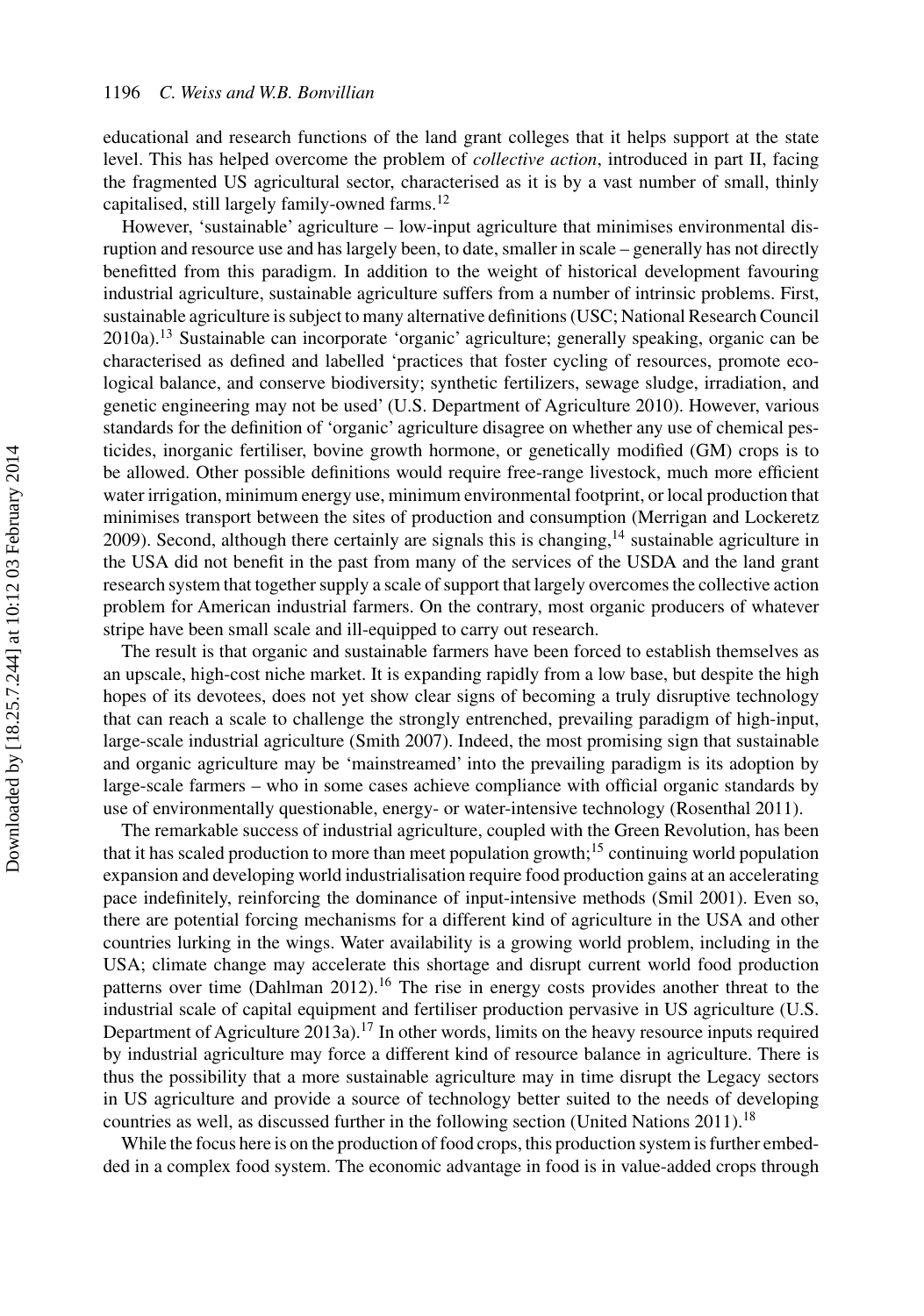educational and research functions of the land grant colleges that it helps support at the state level. This has helped overcome the problem of *collective action*, introduced in part II, facing the fragmented US agricultural sector, characterised as it is by a vast number of small, thinly capitalised, still largely family-owned farms.[12]

However, 'sustainable' agriculture – low-input agriculture that minimises environmental disruption and resource use and has largely been, to date, smaller in scale – generally has not directly benefitted from this paradigm. In addition to the weight of historical development favouring industrial agriculture, sustainable agriculture suffers from a number of intrinsic problems. First, sustainable agriculture is subject to many alternative definitions (USC; National Research Council 2010a).[13] Sustainable can incorporate 'organic' agriculture; generally speaking, organic can be characterised as defined and labelled 'practices that foster cycling of resources, promote ecological balance, and conserve biodiversity; synthetic fertilizers, sewage sludge, irradiation, and genetic engineering may not be used' (U.S. Department of Agriculture 2010). However, various standards for the definition of 'organic' agriculture disagree on whether any use of chemical pesticides, inorganic fertiliser, bovine growth hormone, or genetically modified (GM) crops is to be allowed. Other possible definitions would require free-range livestock, much more efficient water irrigation, minimum energy use, minimum environmental footprint, or local production that minimises transport between the sites of production and consumption (Merrigan and Lockeretz 2009). Second, although there certainly are signals this is changing,[14] sustainable agriculture in the USA did not benefit in the past from many of the services of the USDA and the land grant research system that together supply a scale of support that largely overcomes the collective action problem for American industrial farmers. On the contrary, most organic producers of whatever stripe have been small scale and ill-equipped to carry out research.

The result is that organic and sustainable farmers have been forced to establish themselves as an upscale, high-cost niche market. It is expanding rapidly from a low base, but despite the high hopes of its devotees, does not yet show clear signs of becoming a truly disruptive technology that can reach a scale to challenge the strongly entrenched, prevailing paradigm of high-input, large-scale industrial agriculture (Smith 2007). Indeed, the most promising sign that sustainable and organic agriculture may be 'mainstreamed' into the prevailing paradigm is its adoption by large-scale farmers – who in some cases achieve compliance with official organic standards by use of environmentally questionable, energy- or water-intensive technology (Rosenthal 2011).

The remarkable success of industrial agriculture, coupled with the Green Revolution, has been that it has scaled production to more than meet population growth;[15] continuing world population expansion and developing world industrialisation require food production gains at an accelerating pace indefinitely, reinforcing the dominance of input-intensive methods (Smil 2001). Even so, there are potential forcing mechanisms for a different kind of agriculture in the USA and other countries lurking in the wings. Water availability is a growing world problem, including in the USA; climate change may accelerate this shortage and disrupt current world food production patterns over time (Dahlman 2012).[16] The rise in energy costs provides another threat to the industrial scale of capital equipment and fertiliser production pervasive in US agriculture (U.S. Department of Agriculture 2013a).[17] In other words, limits on the heavy resource inputs required by industrial agriculture may force a different kind of resource balance in agriculture. There is thus the possibility that a more sustainable agriculture may in time disrupt the Legacy sectors in US agriculture and provide a source of technology better suited to the needs of developing countries as well, as discussed further in the following section (United Nations 2011).[18]

While the focus here is on the production of food crops, this production system is further embedded in a complex food system. The economic advantage in food is in value-added crops through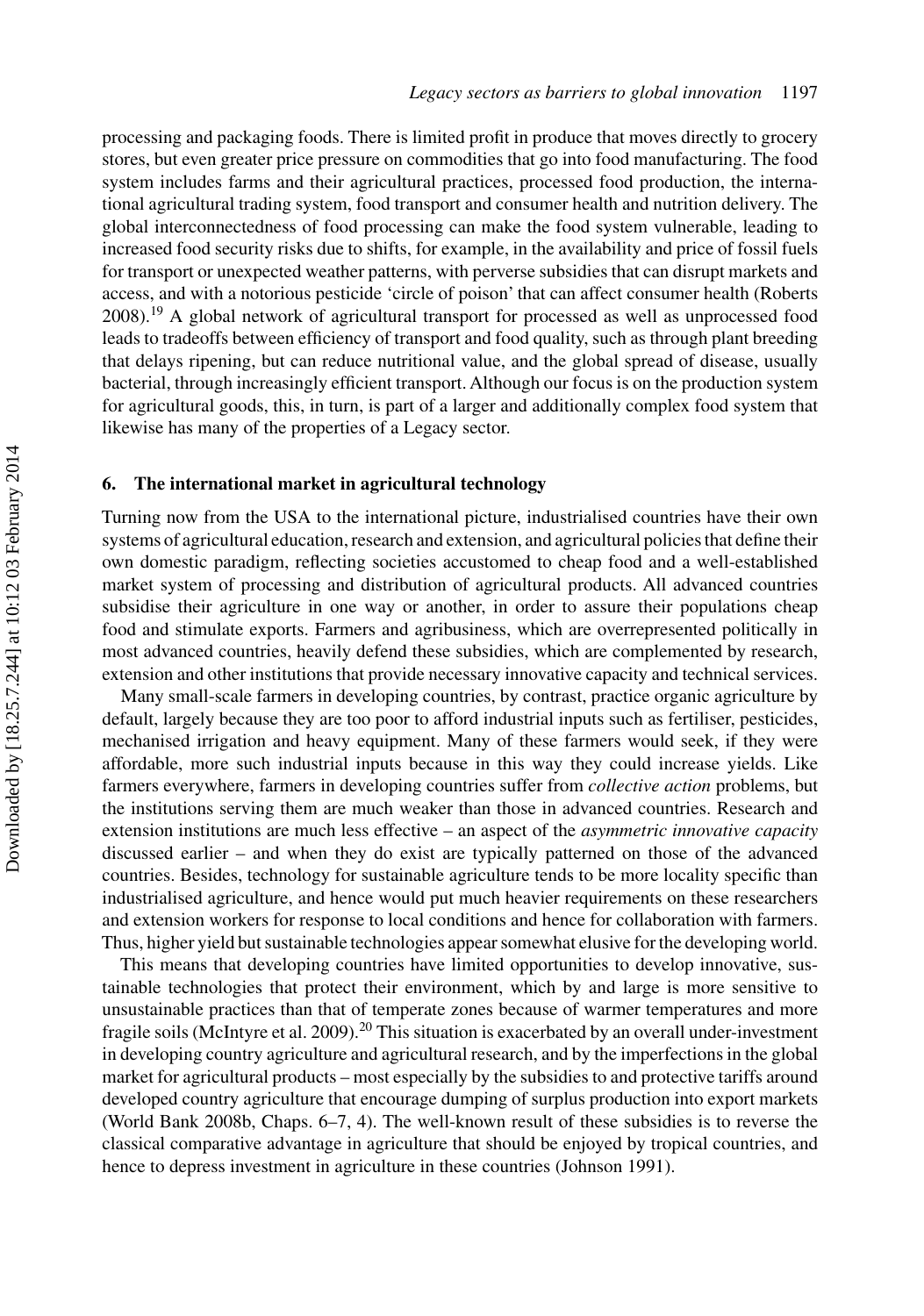processing and packaging foods. There is limited profit in produce that moves directly to grocery stores, but even greater price pressure on commodities that go into food manufacturing. The food system includes farms and their agricultural practices, processed food production, the international agricultural trading system, food transport and consumer health and nutrition delivery. The global interconnectedness of food processing can make the food system vulnerable, leading to increased food security risks due to shifts, for example, in the availability and price of fossil fuels for transport or unexpected weather patterns, with perverse subsidies that can disrupt markets and access, and with a notorious pesticide 'circle of poison' that can affect consumer health (Roberts 2008).[19] A global network of agricultural transport for processed as well as unprocessed food leads to tradeoffs between efficiency of transport and food quality, such as through plant breeding that delays ripening, but can reduce nutritional value, and the global spread of disease, usually bacterial, through increasingly efficient transport. Although our focus is on the production system for agricultural goods, this, in turn, is part of a larger and additionally complex food system that likewise has many of the properties of a Legacy sector.

## 6. The international market in agricultural technology

Turning now from the USA to the international picture, industrialised countries have their own systems of agricultural education, research and extension, and agricultural policies that define their own domestic paradigm, reflecting societies accustomed to cheap food and a well-established market system of processing and distribution of agricultural products. All advanced countries subsidise their agriculture in one way or another, in order to assure their populations cheap food and stimulate exports. Farmers and agribusiness, which are overrepresented politically in most advanced countries, heavily defend these subsidies, which are complemented by research, extension and other institutions that provide necessary innovative capacity and technical services.

Many small-scale farmers in developing countries, by contrast, practice organic agriculture by default, largely because they are too poor to afford industrial inputs such as fertiliser, pesticides, mechanised irrigation and heavy equipment. Many of these farmers would seek, if they were affordable, more such industrial inputs because in this way they could increase yields. Like farmers everywhere, farmers in developing countries suffer from *collective action* problems, but the institutions serving them are much weaker than those in advanced countries. Research and extension institutions are much less effective – an aspect of the *asymmetric innovative capacity* discussed earlier – and when they do exist are typically patterned on those of the advanced countries. Besides, technology for sustainable agriculture tends to be more locality specific than industrialised agriculture, and hence would put much heavier requirements on these researchers and extension workers for response to local conditions and hence for collaboration with farmers. Thus, higher yield but sustainable technologies appear somewhat elusive for the developing world.

This means that developing countries have limited opportunities to develop innovative, sustainable technologies that protect their environment, which by and large is more sensitive to unsustainable practices than that of temperate zones because of warmer temperatures and more fragile soils (McIntyre et al. 2009).[20] This situation is exacerbated by an overall under-investment in developing country agriculture and agricultural research, and by the imperfections in the global market for agricultural products – most especially by the subsidies to and protective tariffs around developed country agriculture that encourage dumping of surplus production into export markets (World Bank 2008b, Chaps. 6–7, 4). The well-known result of these subsidies is to reverse the classical comparative advantage in agriculture that should be enjoyed by tropical countries, and hence to depress investment in agriculture in these countries (Johnson 1991).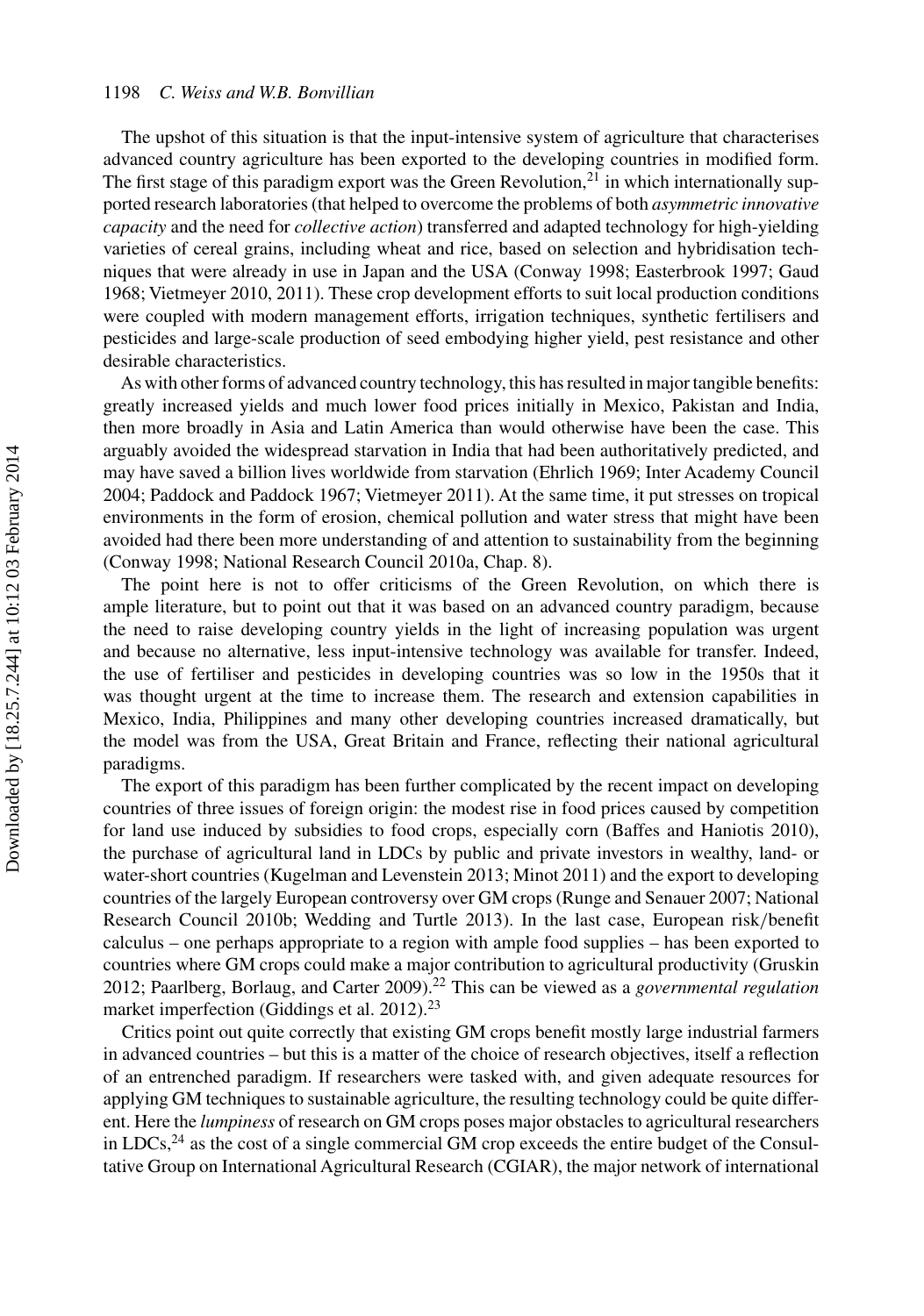The upshot of this situation is that the input-intensive system of agriculture that characterises advanced country agriculture has been exported to the developing countries in modified form. The first stage of this paradigm export was the Green Revolution,[21] in which internationally supported research laboratories (that helped to overcome the problems of both *asymmetric innovative capacity* and the need for *collective action*) transferred and adapted technology for high-yielding varieties of cereal grains, including wheat and rice, based on selection and hybridisation techniques that were already in use in Japan and the USA (Conway 1998; Easterbrook 1997; Gaud 1968; Vietmeyer 2010, 2011). These crop development efforts to suit local production conditions were coupled with modern management efforts, irrigation techniques, synthetic fertilisers and pesticides and large-scale production of seed embodying higher yield, pest resistance and other desirable characteristics.

As with other forms of advanced country technology, this has resulted in major tangible benefits: greatly increased yields and much lower food prices initially in Mexico, Pakistan and India, then more broadly in Asia and Latin America than would otherwise have been the case. This arguably avoided the widespread starvation in India that had been authoritatively predicted, and may have saved a billion lives worldwide from starvation (Ehrlich 1969; Inter Academy Council 2004; Paddock and Paddock 1967; Vietmeyer 2011). At the same time, it put stresses on tropical environments in the form of erosion, chemical pollution and water stress that might have been avoided had there been more understanding of and attention to sustainability from the beginning (Conway 1998; National Research Council 2010a, Chap. 8).

The point here is not to offer criticisms of the Green Revolution, on which there is ample literature, but to point out that it was based on an advanced country paradigm, because the need to raise developing country yields in the light of increasing population was urgent and because no alternative, less input-intensive technology was available for transfer. Indeed, the use of fertiliser and pesticides in developing countries was so low in the 1950s that it was thought urgent at the time to increase them. The research and extension capabilities in Mexico, India, Philippines and many other developing countries increased dramatically, but the model was from the USA, Great Britain and France, reflecting their national agricultural paradigms.

The export of this paradigm has been further complicated by the recent impact on developing countries of three issues of foreign origin: the modest rise in food prices caused by competition for land use induced by subsidies to food crops, especially corn (Baffes and Haniotis 2010), the purchase of agricultural land in LDCs by public and private investors in wealthy, land- or water-short countries (Kugelman and Levenstein 2013; Minot 2011) and the export to developing countries of the largely European controversy over GM crops (Runge and Senauer 2007; National Research Council 2010b; Wedding and Turtle 2013). In the last case, European risk/benefit calculus – one perhaps appropriate to a region with ample food supplies – has been exported to countries where GM crops could make a major contribution to agricultural productivity (Gruskin 2012; Paarlberg, Borlaug, and Carter 2009).[22] This can be viewed as a *governmental regulation* market imperfection (Giddings et al. 2012).[23]

Critics point out quite correctly that existing GM crops benefit mostly large industrial farmers in advanced countries – but this is a matter of the choice of research objectives, itself a reflection of an entrenched paradigm. If researchers were tasked with, and given adequate resources for applying GM techniques to sustainable agriculture, the resulting technology could be quite different. Here the *lumpiness* of research on GM crops poses major obstacles to agricultural researchers in LDCs,[24] as the cost of a single commercial GM crop exceeds the entire budget of the Consultative Group on International Agricultural Research (CGIAR), the major network of international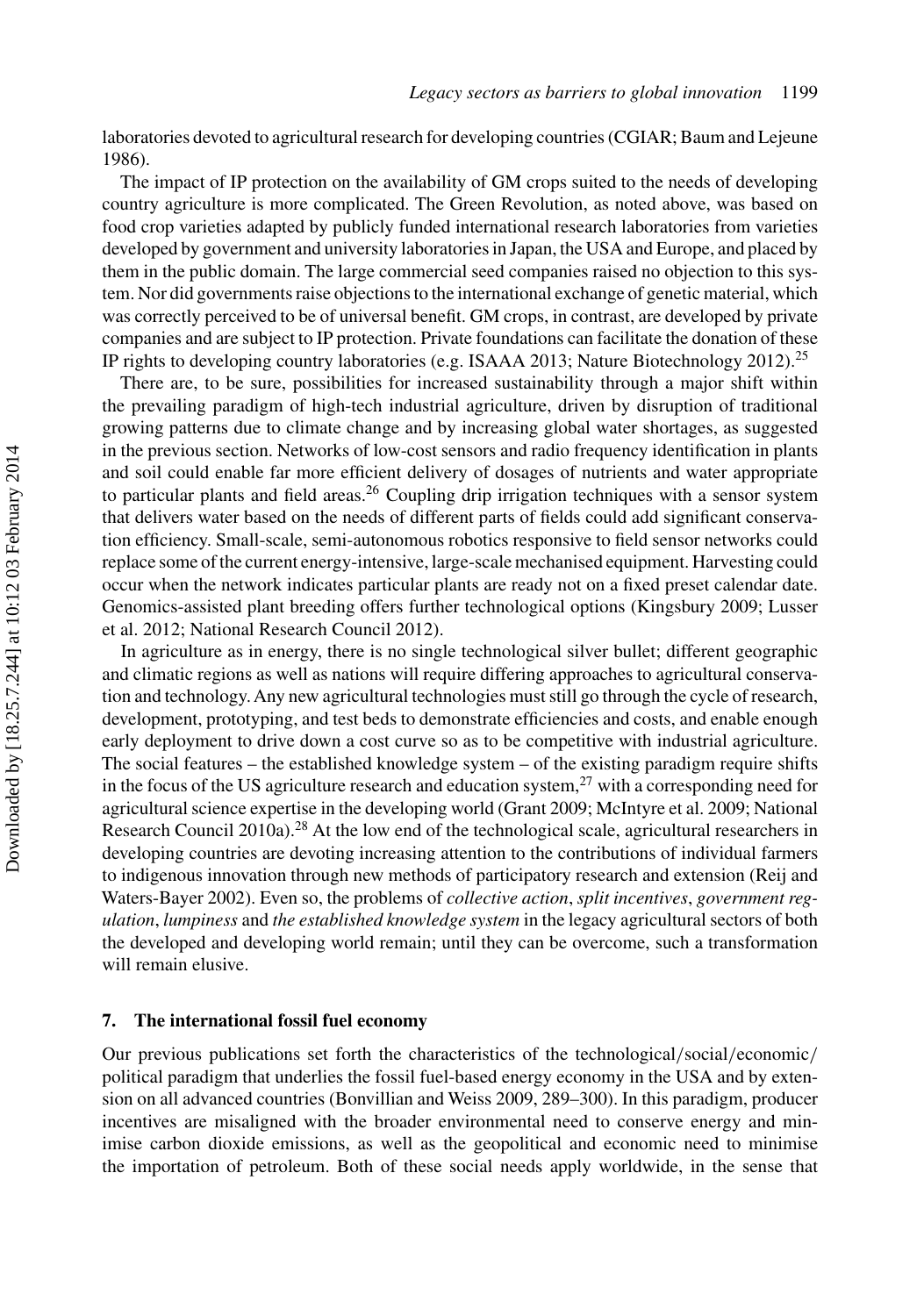laboratories devoted to agricultural research for developing countries (CGIAR; Baum and Lejeune 1986).

The impact of IP protection on the availability of GM crops suited to the needs of developing country agriculture is more complicated. The Green Revolution, as noted above, was based on food crop varieties adapted by publicly funded international research laboratories from varieties developed by government and university laboratories in Japan, the USA and Europe, and placed by them in the public domain. The large commercial seed companies raised no objection to this system. Nor did governments raise objections to the international exchange of genetic material, which was correctly perceived to be of universal benefit. GM crops, in contrast, are developed by private companies and are subject to IP protection. Private foundations can facilitate the donation of these IP rights to developing country laboratories (e.g. ISAAA 2013; Nature Biotechnology 2012).[25]

There are, to be sure, possibilities for increased sustainability through a major shift within the prevailing paradigm of high-tech industrial agriculture, driven by disruption of traditional growing patterns due to climate change and by increasing global water shortages, as suggested in the previous section. Networks of low-cost sensors and radio frequency identification in plants and soil could enable far more efficient delivery of dosages of nutrients and water appropriate to particular plants and field areas.[26] Coupling drip irrigation techniques with a sensor system that delivers water based on the needs of different parts of fields could add significant conservation efficiency. Small-scale, semi-autonomous robotics responsive to field sensor networks could replace some of the current energy-intensive, large-scale mechanised equipment. Harvesting could occur when the network indicates particular plants are ready not on a fixed preset calendar date. Genomics-assisted plant breeding offers further technological options (Kingsbury 2009; Lusser et al. 2012; National Research Council 2012).

In agriculture as in energy, there is no single technological silver bullet; different geographic and climatic regions as well as nations will require differing approaches to agricultural conservation and technology. Any new agricultural technologies must still go through the cycle of research, development, prototyping, and test beds to demonstrate efficiencies and costs, and enable enough early deployment to drive down a cost curve so as to be competitive with industrial agriculture. The social features – the established knowledge system – of the existing paradigm require shifts in the focus of the US agriculture research and education system,[27] with a corresponding need for agricultural science expertise in the developing world (Grant 2009; McIntyre et al. 2009; National Research Council 2010a).[28] At the low end of the technological scale, agricultural researchers in developing countries are devoting increasing attention to the contributions of individual farmers to indigenous innovation through new methods of participatory research and extension (Reij and Waters-Bayer 2002). Even so, the problems of *collective action*, *split incentives*, *government regulation*, *lumpiness* and *the established knowledge system* in the legacy agricultural sectors of both the developed and developing world remain; until they can be overcome, such a transformation will remain elusive.

## 7. The international fossil fuel economy

Our previous publications set forth the characteristics of the technological/social/economic/political paradigm that underlies the fossil fuel-based energy economy in the USA and by extension on all advanced countries (Bonvillian and Weiss 2009, 289–300). In this paradigm, producer incentives are misaligned with the broader environmental need to conserve energy and minimise carbon dioxide emissions, as well as the geopolitical and economic need to minimise the importation of petroleum. Both of these social needs apply worldwide, in the sense that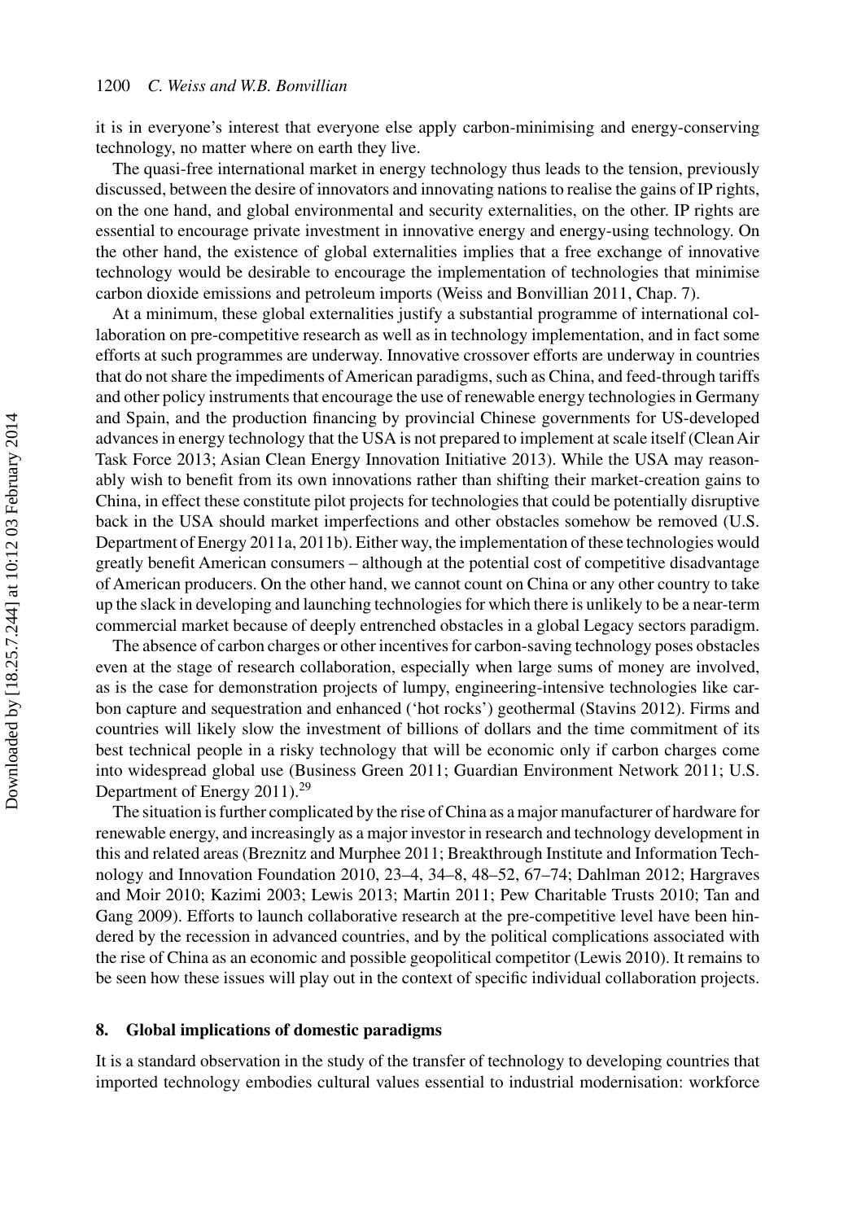it is in everyone's interest that everyone else apply carbon-minimising and energy-conserving technology, no matter where on earth they live.

The quasi-free international market in energy technology thus leads to the tension, previously discussed, between the desire of innovators and innovating nations to realise the gains of IP rights, on the one hand, and global environmental and security externalities, on the other. IP rights are essential to encourage private investment in innovative energy and energy-using technology. On the other hand, the existence of global externalities implies that a free exchange of innovative technology would be desirable to encourage the implementation of technologies that minimise carbon dioxide emissions and petroleum imports (Weiss and Bonvillian 2011, Chap. 7).

At a minimum, these global externalities justify a substantial programme of international collaboration on pre-competitive research as well as in technology implementation, and in fact some efforts at such programmes are underway. Innovative crossover efforts are underway in countries that do not share the impediments of American paradigms, such as China, and feed-through tariffs and other policy instruments that encourage the use of renewable energy technologies in Germany and Spain, and the production financing by provincial Chinese governments for US-developed advances in energy technology that the USA is not prepared to implement at scale itself (Clean Air Task Force 2013; Asian Clean Energy Innovation Initiative 2013). While the USA may reasonably wish to benefit from its own innovations rather than shifting their market-creation gains to China, in effect these constitute pilot projects for technologies that could be potentially disruptive back in the USA should market imperfections and other obstacles somehow be removed (U.S. Department of Energy 2011a, 2011b). Either way, the implementation of these technologies would greatly benefit American consumers – although at the potential cost of competitive disadvantage of American producers. On the other hand, we cannot count on China or any other country to take up the slack in developing and launching technologies for which there is unlikely to be a near-term commercial market because of deeply entrenched obstacles in a global Legacy sectors paradigm.

The absence of carbon charges or other incentives for carbon-saving technology poses obstacles even at the stage of research collaboration, especially when large sums of money are involved, as is the case for demonstration projects of lumpy, engineering-intensive technologies like carbon capture and sequestration and enhanced ('hot rocks') geothermal (Stavins 2012). Firms and countries will likely slow the investment of billions of dollars and the time commitment of its best technical people in a risky technology that will be economic only if carbon charges come into widespread global use (Business Green 2011; Guardian Environment Network 2011; U.S. Department of Energy 2011).[29]

The situation is further complicated by the rise of China as a major manufacturer of hardware for renewable energy, and increasingly as a major investor in research and technology development in this and related areas (Breznitz and Murphee 2011; Breakthrough Institute and Information Technology and Innovation Foundation 2010, 23–4, 34–8, 48–52, 67–74; Dahlman 2012; Hargraves and Moir 2010; Kazimi 2003; Lewis 2013; Martin 2011; Pew Charitable Trusts 2010; Tan and Gang 2009). Efforts to launch collaborative research at the pre-competitive level have been hindered by the recession in advanced countries, and by the political complications associated with the rise of China as an economic and possible geopolitical competitor (Lewis 2010). It remains to be seen how these issues will play out in the context of specific individual collaboration projects.

## 8. Global implications of domestic paradigms

It is a standard observation in the study of the transfer of technology to developing countries that imported technology embodies cultural values essential to industrial modernisation: workforce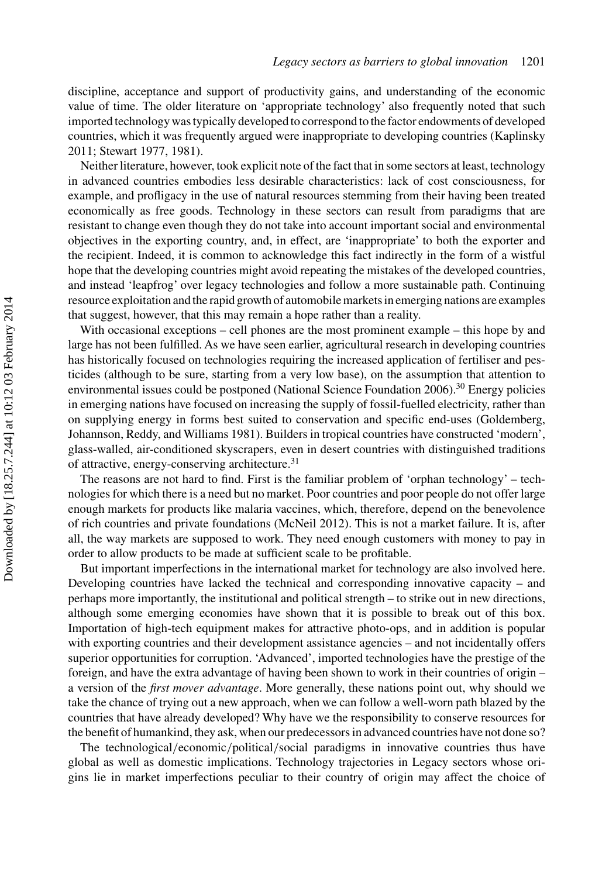discipline, acceptance and support of productivity gains, and understanding of the economic value of time. The older literature on 'appropriate technology' also frequently noted that such imported technology was typically developed to correspond to the factor endowments of developed countries, which it was frequently argued were inappropriate to developing countries (Kaplinsky 2011; Stewart 1977, 1981).

Neither literature, however, took explicit note of the fact that in some sectors at least, technology in advanced countries embodies less desirable characteristics: lack of cost consciousness, for example, and profligacy in the use of natural resources stemming from their having been treated economically as free goods. Technology in these sectors can result from paradigms that are resistant to change even though they do not take into account important social and environmental objectives in the exporting country, and, in effect, are 'inappropriate' to both the exporter and the recipient. Indeed, it is common to acknowledge this fact indirectly in the form of a wistful hope that the developing countries might avoid repeating the mistakes of the developed countries, and instead 'leapfrog' over legacy technologies and follow a more sustainable path. Continuing resource exploitation and the rapid growth of automobile markets in emerging nations are examples that suggest, however, that this may remain a hope rather than a reality.

With occasional exceptions – cell phones are the most prominent example – this hope by and large has not been fulfilled. As we have seen earlier, agricultural research in developing countries has historically focused on technologies requiring the increased application of fertiliser and pesticides (although to be sure, starting from a very low base), on the assumption that attention to environmental issues could be postponed (National Science Foundation 2006).[30] Energy policies in emerging nations have focused on increasing the supply of fossil-fuelled electricity, rather than on supplying energy in forms best suited to conservation and specific end-uses (Goldemberg, Johannson, Reddy, and Williams 1981). Builders in tropical countries have constructed 'modern', glass-walled, air-conditioned skyscrapers, even in desert countries with distinguished traditions of attractive, energy-conserving architecture.[31]

The reasons are not hard to find. First is the familiar problem of 'orphan technology' – technologies for which there is a need but no market. Poor countries and poor people do not offer large enough markets for products like malaria vaccines, which, therefore, depend on the benevolence of rich countries and private foundations (McNeil 2012). This is not a market failure. It is, after all, the way markets are supposed to work. They need enough customers with money to pay in order to allow products to be made at sufficient scale to be profitable.

But important imperfections in the international market for technology are also involved here. Developing countries have lacked the technical and corresponding innovative capacity – and perhaps more importantly, the institutional and political strength – to strike out in new directions, although some emerging economies have shown that it is possible to break out of this box. Importation of high-tech equipment makes for attractive photo-ops, and in addition is popular with exporting countries and their development assistance agencies – and not incidentally offers superior opportunities for corruption. 'Advanced', imported technologies have the prestige of the foreign, and have the extra advantage of having been shown to work in their countries of origin – a version of the *first mover advantage*. More generally, these nations point out, why should we take the chance of trying out a new approach, when we can follow a well-worn path blazed by the countries that have already developed? Why have we the responsibility to conserve resources for the benefit of humankind, they ask, when our predecessors in advanced countries have not done so?

The technological/economic/political/social paradigms in innovative countries thus have global as well as domestic implications. Technology trajectories in Legacy sectors whose origins lie in market imperfections peculiar to their country of origin may affect the choice of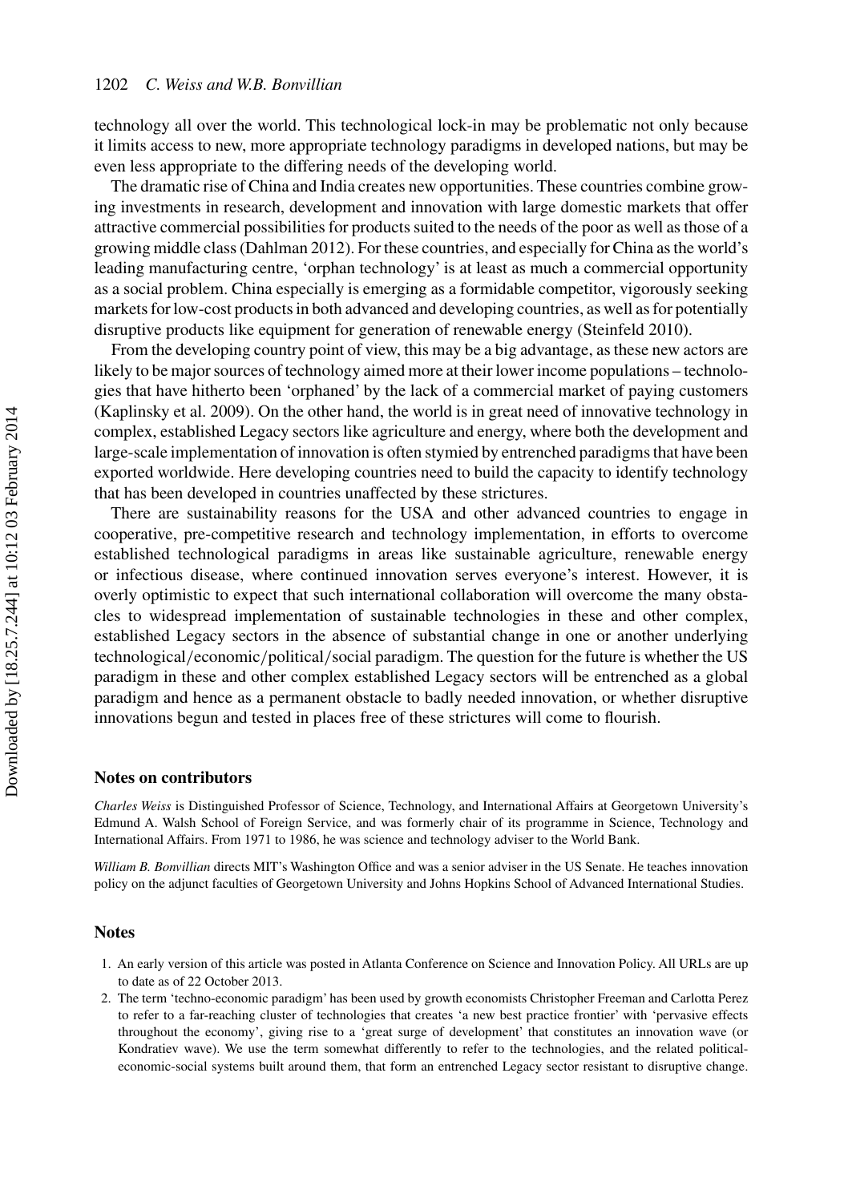technology all over the world. This technological lock-in may be problematic not only because it limits access to new, more appropriate technology paradigms in developed nations, but may be even less appropriate to the differing needs of the developing world.

The dramatic rise of China and India creates new opportunities. These countries combine growing investments in research, development and innovation with large domestic markets that offer attractive commercial possibilities for products suited to the needs of the poor as well as those of a growing middle class (Dahlman 2012). For these countries, and especially for China as the world's leading manufacturing centre, 'orphan technology' is at least as much a commercial opportunity as a social problem. China especially is emerging as a formidable competitor, vigorously seeking markets for low-cost products in both advanced and developing countries, as well as for potentially disruptive products like equipment for generation of renewable energy (Steinfeld 2010).

From the developing country point of view, this may be a big advantage, as these new actors are likely to be major sources of technology aimed more at their lower income populations – technologies that have hitherto been 'orphaned' by the lack of a commercial market of paying customers (Kaplinsky et al. 2009). On the other hand, the world is in great need of innovative technology in complex, established Legacy sectors like agriculture and energy, where both the development and large-scale implementation of innovation is often stymied by entrenched paradigms that have been exported worldwide. Here developing countries need to build the capacity to identify technology that has been developed in countries unaffected by these strictures.

There are sustainability reasons for the USA and other advanced countries to engage in cooperative, pre-competitive research and technology implementation, in efforts to overcome established technological paradigms in areas like sustainable agriculture, renewable energy or infectious disease, where continued innovation serves everyone's interest. However, it is overly optimistic to expect that such international collaboration will overcome the many obstacles to widespread implementation of sustainable technologies in these and other complex, established Legacy sectors in the absence of substantial change in one or another underlying technological/economic/political/social paradigm. The question for the future is whether the US paradigm in these and other complex established Legacy sectors will be entrenched as a global paradigm and hence as a permanent obstacle to badly needed innovation, or whether disruptive innovations begun and tested in places free of these strictures will come to flourish.

## Notes on contributors

*Charles Weiss* is Distinguished Professor of Science, Technology, and International Affairs at Georgetown University's Edmund A. Walsh School of Foreign Service, and was formerly chair of its programme in Science, Technology and International Affairs. From 1971 to 1986, he was science and technology adviser to the World Bank.

*William B. Bonvillian* directs MIT's Washington Office and was a senior adviser in the US Senate. He teaches innovation policy on the adjunct faculties of Georgetown University and Johns Hopkins School of Advanced International Studies.

## Notes

1. An early version of this article was posted in Atlanta Conference on Science and Innovation Policy. All URLs are up to date as of 22 October 2013.
2. The term 'techno-economic paradigm' has been used by growth economists Christopher Freeman and Carlotta Perez to refer to a far-reaching cluster of technologies that creates 'a new best practice frontier' with 'pervasive effects throughout the economy', giving rise to a 'great surge of development' that constitutes an innovation wave (or Kondratiev wave). We use the term somewhat differently to refer to the technologies, and the related political-economic-social systems built around them, that form an entrenched Legacy sector resistant to disruptive change.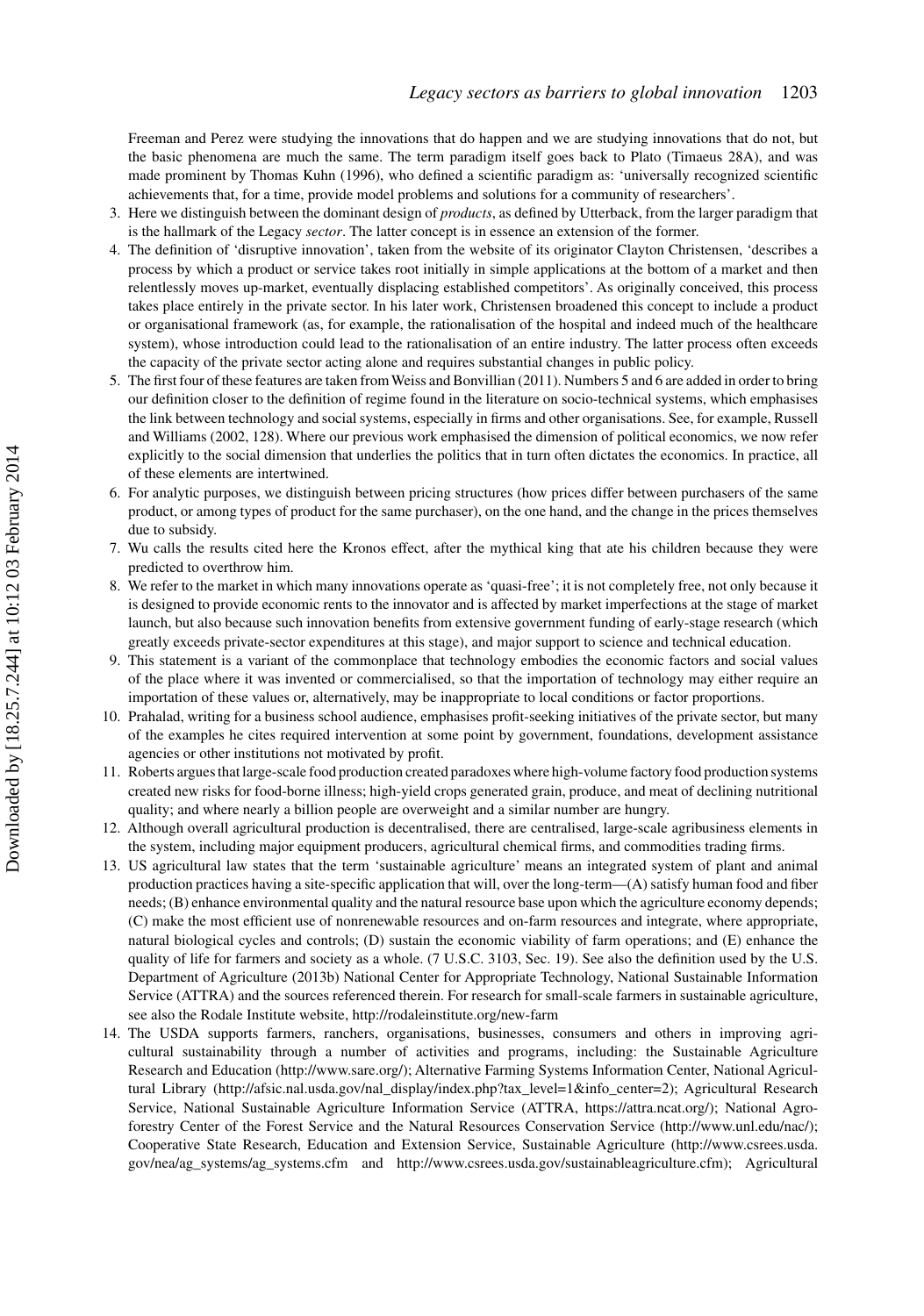Freeman and Perez were studying the innovations that do happen and we are studying innovations that do not, but the basic phenomena are much the same. The term paradigm itself goes back to Plato (Timaeus 28A), and was made prominent by Thomas Kuhn (1996), who defined a scientific paradigm as: 'universally recognized scientific achievements that, for a time, provide model problems and solutions for a community of researchers'.

3. Here we distinguish between the dominant design of *products*, as defined by Utterback, from the larger paradigm that is the hallmark of the Legacy *sector*. The latter concept is in essence an extension of the former.
4. The definition of 'disruptive innovation', taken from the website of its originator Clayton Christensen, 'describes a process by which a product or service takes root initially in simple applications at the bottom of a market and then relentlessly moves up-market, eventually displacing established competitors'. As originally conceived, this process takes place entirely in the private sector. In his later work, Christensen broadened this concept to include a product or organisational framework (as, for example, the rationalisation of the hospital and indeed much of the healthcare system), whose introduction could lead to the rationalisation of an entire industry. The latter process often exceeds the capacity of the private sector acting alone and requires substantial changes in public policy.
5. The first four of these features are taken from Weiss and Bonvillian (2011). Numbers 5 and 6 are added in order to bring our definition closer to the definition of regime found in the literature on socio-technical systems, which emphasises the link between technology and social systems, especially in firms and other organisations. See, for example, Russell and Williams (2002, 128). Where our previous work emphasised the dimension of political economics, we now refer explicitly to the social dimension that underlies the politics that in turn often dictates the economics. In practice, all of these elements are intertwined.
6. For analytic purposes, we distinguish between pricing structures (how prices differ between purchasers of the same product, or among types of product for the same purchaser), on the one hand, and the change in the prices themselves due to subsidy.
7. Wu calls the results cited here the Kronos effect, after the mythical king that ate his children because they were predicted to overthrow him.
8. We refer to the market in which many innovations operate as 'quasi-free'; it is not completely free, not only because it is designed to provide economic rents to the innovator and is affected by market imperfections at the stage of market launch, but also because such innovation benefits from extensive government funding of early-stage research (which greatly exceeds private-sector expenditures at this stage), and major support to science and technical education.
9. This statement is a variant of the commonplace that technology embodies the economic factors and social values of the place where it was invented or commercialised, so that the importation of technology may either require an importation of these values or, alternatively, may be inappropriate to local conditions or factor proportions.
10. Prahalad, writing for a business school audience, emphasises profit-seeking initiatives of the private sector, but many of the examples he cites required intervention at some point by government, foundations, development assistance agencies or other institutions not motivated by profit.
11. Roberts argues that large-scale food production created paradoxes where high-volume factory food production systems created new risks for food-borne illness; high-yield crops generated grain, produce, and meat of declining nutritional quality; and where nearly a billion people are overweight and a similar number are hungry.
12. Although overall agricultural production is decentralised, there are centralised, large-scale agribusiness elements in the system, including major equipment producers, agricultural chemical firms, and commodities trading firms.
13. US agricultural law states that the term 'sustainable agriculture' means an integrated system of plant and animal production practices having a site-specific application that will, over the long-term—(A) satisfy human food and fiber needs; (B) enhance environmental quality and the natural resource base upon which the agriculture economy depends; (C) make the most efficient use of nonrenewable resources and on-farm resources and integrate, where appropriate, natural biological cycles and controls; (D) sustain the economic viability of farm operations; and (E) enhance the quality of life for farmers and society as a whole. (7 U.S.C. 3103, Sec. 19). See also the definition used by the U.S. Department of Agriculture (2013b) National Center for Appropriate Technology, National Sustainable Information Service (ATTRA) and the sources referenced therein. For research for small-scale farmers in sustainable agriculture, see also the Rodale Institute website, http://rodaleinstitute.org/new-farm
14. The USDA supports farmers, ranchers, organisations, businesses, consumers and others in improving agricultural sustainability through a number of activities and programs, including: the Sustainable Agriculture Research and Education (http://www.sare.org/); Alternative Farming Systems Information Center, National Agricultural Library (http://afsic.nal.usda.gov/nal_display/index.php?tax_level=1&info_center=2); Agricultural Research Service, National Sustainable Agriculture Information Service (ATTRA, https://attra.ncat.org/); National Agroforestry Center of the Forest Service and the Natural Resources Conservation Service (http://www.unl.edu/nac/); Cooperative State Research, Education and Extension Service, Sustainable Agriculture (http://www.csrees.usda.gov/nea/ag_systems/ag_systems.cfm and http://www.csrees.usda.gov/sustainableagriculture.cfm); Agricultural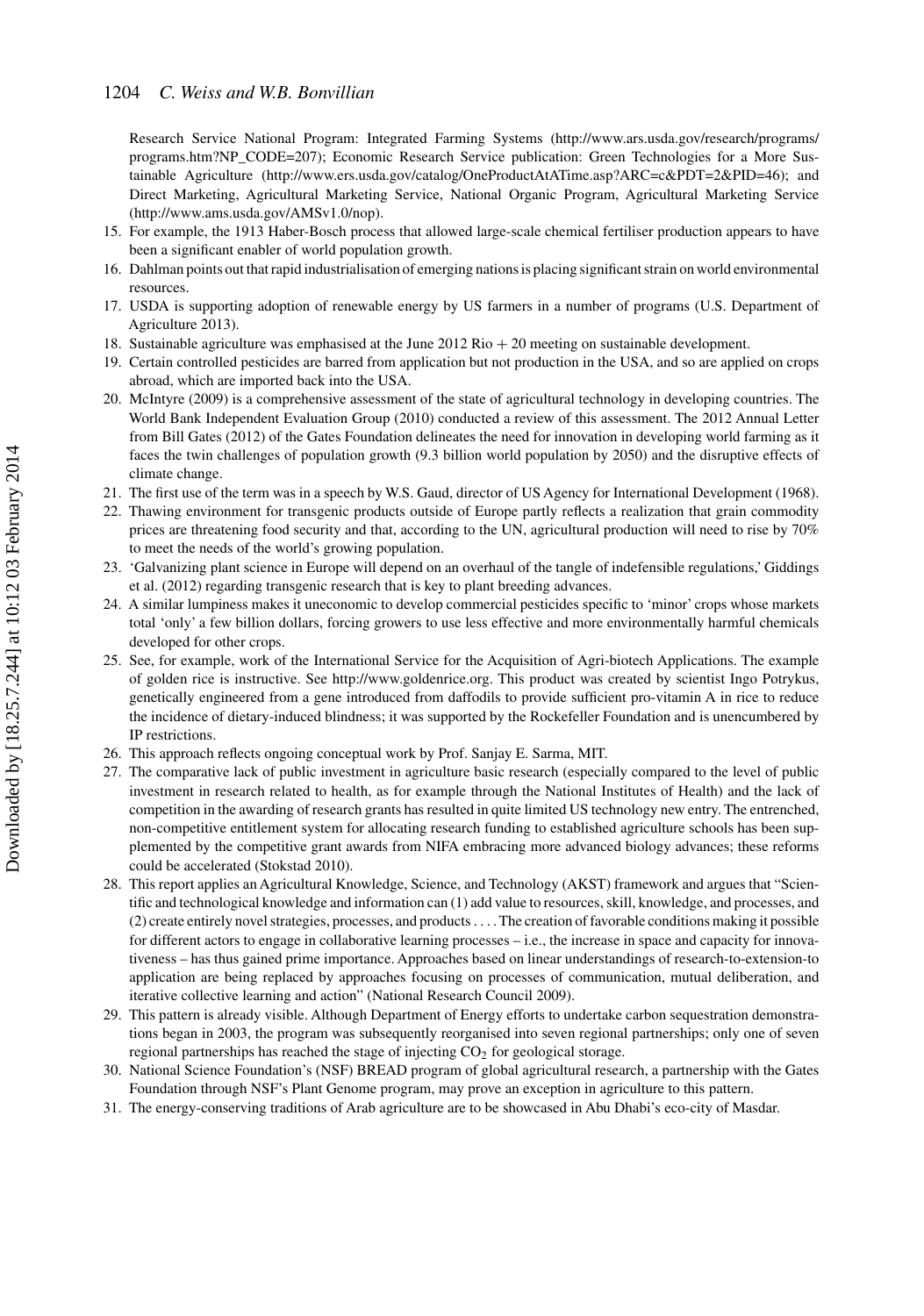Research Service National Program: Integrated Farming Systems (http://www.ars.usda.gov/research/programs/programs.htm?NP_CODE=207); Economic Research Service publication: Green Technologies for a More Sustainable Agriculture (http://www.ers.usda.gov/catalog/OneProductAtATime.asp?ARC=c&PDT=2&PID=46); and Direct Marketing, Agricultural Marketing Service, National Organic Program, Agricultural Marketing Service (http://www.ams.usda.gov/AMSv1.0/nop).

15. For example, the 1913 Haber-Bosch process that allowed large-scale chemical fertiliser production appears to have been a significant enabler of world population growth.
16. Dahlman points out that rapid industrialisation of emerging nations is placing significant strain on world environmental resources.
17. USDA is supporting adoption of renewable energy by US farmers in a number of programs (U.S. Department of Agriculture 2013).
18. Sustainable agriculture was emphasised at the June 2012 Rio + 20 meeting on sustainable development.
19. Certain controlled pesticides are barred from application but not production in the USA, and so are applied on crops abroad, which are imported back into the USA.
20. McIntyre (2009) is a comprehensive assessment of the state of agricultural technology in developing countries. The World Bank Independent Evaluation Group (2010) conducted a review of this assessment. The 2012 Annual Letter from Bill Gates (2012) of the Gates Foundation delineates the need for innovation in developing world farming as it faces the twin challenges of population growth (9.3 billion world population by 2050) and the disruptive effects of climate change.
21. The first use of the term was in a speech by W.S. Gaud, director of US Agency for International Development (1968).
22. Thawing environment for transgenic products outside of Europe partly reflects a realization that grain commodity prices are threatening food security and that, according to the UN, agricultural production will need to rise by 70% to meet the needs of the world's growing population.
23. 'Galvanizing plant science in Europe will depend on an overhaul of the tangle of indefensible regulations,' Giddings et al. (2012) regarding transgenic research that is key to plant breeding advances.
24. A similar lumpiness makes it uneconomic to develop commercial pesticides specific to 'minor' crops whose markets total 'only' a few billion dollars, forcing growers to use less effective and more environmentally harmful chemicals developed for other crops.
25. See, for example, work of the International Service for the Acquisition of Agri-biotech Applications. The example of golden rice is instructive. See http://www.goldenrice.org. This product was created by scientist Ingo Potrykus, genetically engineered from a gene introduced from daffodils to provide sufficient pro-vitamin A in rice to reduce the incidence of dietary-induced blindness; it was supported by the Rockefeller Foundation and is unencumbered by IP restrictions.
26. This approach reflects ongoing conceptual work by Prof. Sanjay E. Sarma, MIT.
27. The comparative lack of public investment in agriculture basic research (especially compared to the level of public investment in research related to health, as for example through the National Institutes of Health) and the lack of competition in the awarding of research grants has resulted in quite limited US technology new entry. The entrenched, non-competitive entitlement system for allocating research funding to established agriculture schools has been supplemented by the competitive grant awards from NIFA embracing more advanced biology advances; these reforms could be accelerated (Stokstad 2010).
28. This report applies an Agricultural Knowledge, Science, and Technology (AKST) framework and argues that "Scientific and technological knowledge and information can (1) add value to resources, skill, knowledge, and processes, and (2) create entirely novel strategies, processes, and products .... The creation of favorable conditions making it possible for different actors to engage in collaborative learning processes – i.e., the increase in space and capacity for innovativeness – has thus gained prime importance. Approaches based on linear understandings of research-to-extension-to application are being replaced by approaches focusing on processes of communication, mutual deliberation, and iterative collective learning and action" (National Research Council 2009).
29. This pattern is already visible. Although Department of Energy efforts to undertake carbon sequestration demonstrations began in 2003, the program was subsequently reorganised into seven regional partnerships; only one of seven regional partnerships has reached the stage of injecting $CO_2$ for geological storage.
30. National Science Foundation's (NSF) BREAD program of global agricultural research, a partnership with the Gates Foundation through NSF's Plant Genome program, may prove an exception in agriculture to this pattern.
31. The energy-conserving traditions of Arab agriculture are to be showcased in Abu Dhabi's eco-city of Masdar.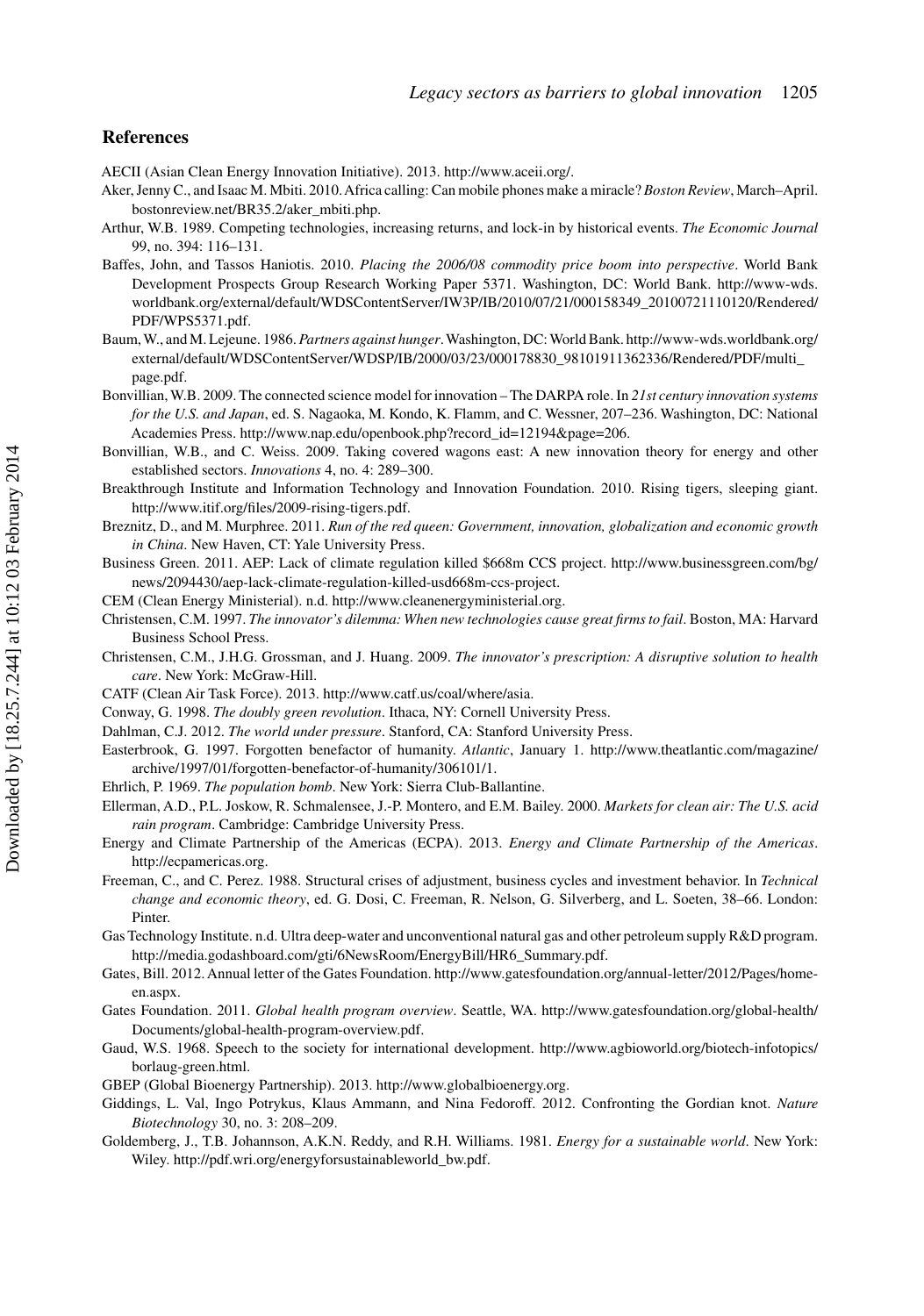## References

AECII (Asian Clean Energy Innovation Initiative). 2013. http://www.aceii.org/.

Aker, Jenny C., and Isaac M. Mbiti. 2010. Africa calling: Can mobile phones make a miracle? *Boston Review*, March–April. bostonreview.net/BR35.2/aker_mbiti.php.

Arthur, W.B. 1989. Competing technologies, increasing returns, and lock-in by historical events. *The Economic Journal* 99, no. 394: 116–131.

Baffes, John, and Tassos Haniotis. 2010. *Placing the 2006/08 commodity price boom into perspective*. World Bank Development Prospects Group Research Working Paper 5371. Washington, DC: World Bank. http://www-wds.worldbank.org/external/default/WDSContentServer/IW3P/IB/2010/07/21/000158349_20100721110120/Rendered/PDF/WPS5371.pdf.

Baum, W., and M. Lejeune. 1986. *Partners against hunger*. Washington, DC: World Bank. http://www-wds.worldbank.org/external/default/WDSContentServer/WDSP/IB/2000/03/23/000178830_98101911362336/Rendered/PDF/multi_page.pdf.

Bonvillian, W.B. 2009. The connected science model for innovation – The DARPA role. In *21st century innovation systems for the U.S. and Japan*, ed. S. Nagaoka, M. Kondo, K. Flamm, and C. Wessner, 207–236. Washington, DC: National Academies Press. http://www.nap.edu/openbook.php?record_id=12194&page=206.

Bonvillian, W.B., and C. Weiss. 2009. Taking covered wagons east: A new innovation theory for energy and other established sectors. *Innovations* 4, no. 4: 289–300.

Breakthrough Institute and Information Technology and Innovation Foundation. 2010. Rising tigers, sleeping giant. http://www.itif.org/files/2009-rising-tigers.pdf.

Breznitz, D., and M. Murphree. 2011. *Run of the red queen: Government, innovation, globalization and economic growth in China*. New Haven, CT: Yale University Press.

Business Green. 2011. AEP: Lack of climate regulation killed $668m CCS project. http://www.businessgreen.com/bg/news/2094430/aep-lack-climate-regulation-killed-usd668m-ccs-project.

CEM (Clean Energy Ministerial). n.d. http://www.cleanenergyministerial.org.

Christensen, C.M. 1997. *The innovator's dilemma: When new technologies cause great firms to fail*. Boston, MA: Harvard Business School Press.

Christensen, C.M., J.H.G. Grossman, and J. Huang. 2009. *The innovator's prescription: A disruptive solution to health care*. New York: McGraw-Hill.

CATF (Clean Air Task Force). 2013. http://www.catf.us/coal/where/asia.

Conway, G. 1998. *The doubly green revolution*. Ithaca, NY: Cornell University Press.

Dahlman, C.J. 2012. *The world under pressure*. Stanford, CA: Stanford University Press.

Easterbrook, G. 1997. Forgotten benefactor of humanity. *Atlantic*, January 1. http://www.theatlantic.com/magazine/archive/1997/01/forgotten-benefactor-of-humanity/306101/1.

Ehrlich, P. 1969. *The population bomb*. New York: Sierra Club-Ballantine.

Ellerman, A.D., P.L. Joskow, R. Schmalensee, J.-P. Montero, and E.M. Bailey. 2000. *Markets for clean air: The U.S. acid rain program*. Cambridge: Cambridge University Press.

Energy and Climate Partnership of the Americas (ECPA). 2013. *Energy and Climate Partnership of the Americas*. http://ecpamericas.org.

Freeman, C., and C. Perez. 1988. Structural crises of adjustment, business cycles and investment behavior. In *Technical change and economic theory*, ed. G. Dosi, C. Freeman, R. Nelson, G. Silverberg, and L. Soeten, 38–66. London: Pinter.

Gas Technology Institute. n.d. Ultra deep-water and unconventional natural gas and other petroleum supply R&D program. http://media.godashboard.com/gti/6NewsRoom/EnergyBill/HR6_Summary.pdf.

Gates, Bill. 2012. Annual letter of the Gates Foundation. http://www.gatesfoundation.org/annual-letter/2012/Pages/home-en.aspx.

Gates Foundation. 2011. *Global health program overview*. Seattle, WA. http://www.gatesfoundation.org/global-health/Documents/global-health-program-overview.pdf.

Gaud, W.S. 1968. Speech to the society for international development. http://www.agbioworld.org/biotech-infotopics/borlaug-green.html.

GBEP (Global Bioenergy Partnership). 2013. http://www.globalbioenergy.org.

Giddings, L. Val, Ingo Potrykus, Klaus Ammann, and Nina Fedoroff. 2012. Confronting the Gordian knot. *Nature Biotechnology* 30, no. 3: 208–209.

Goldemberg, J., T.B. Johannson, A.K.N. Reddy, and R.H. Williams. 1981. *Energy for a sustainable world*. New York: Wiley. http://pdf.wri.org/energyforsustainableworld_bw.pdf.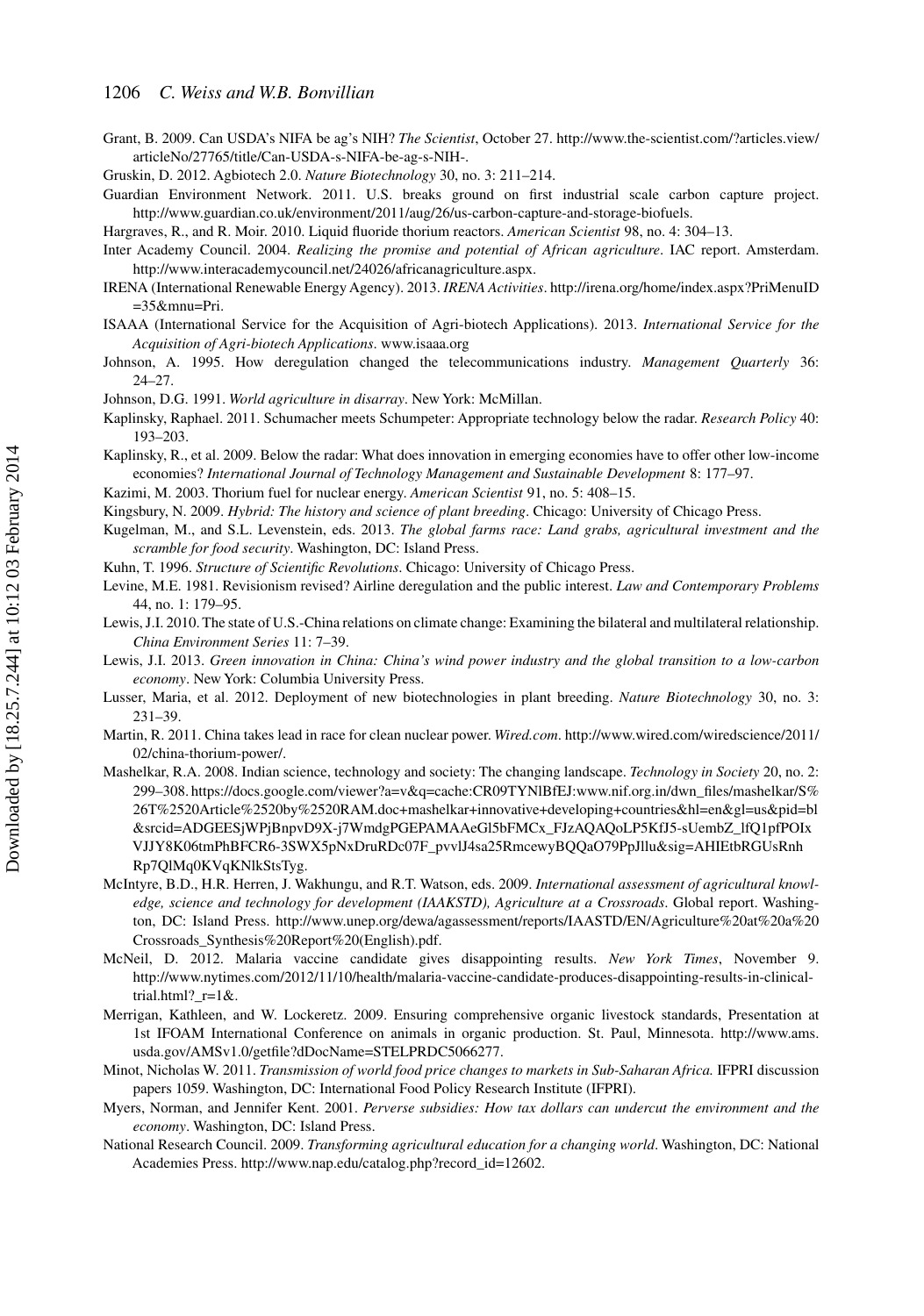Grant, B. 2009. Can USDA's NIFA be ag's NIH? *The Scientist*, October 27. http://www.the-scientist.com/?articles.view/articleNo/27765/title/Can-USDA-s-NIFA-be-ag-s-NIH-.

Gruskin, D. 2012. Agbiotech 2.0. *Nature Biotechnology* 30, no. 3: 211–214.

Guardian Environment Network. 2011. U.S. breaks ground on first industrial scale carbon capture project. http://www.guardian.co.uk/environment/2011/aug/26/us-carbon-capture-and-storage-biofuels.

Hargraves, R., and R. Moir. 2010. Liquid fluoride thorium reactors. *American Scientist* 98, no. 4: 304–13.

Inter Academy Council. 2004. *Realizing the promise and potential of African agriculture*. IAC report. Amsterdam. http://www.interacademycouncil.net/24026/africanagriculture.aspx.

IRENA (International Renewable Energy Agency). 2013. *IRENA Activities*. http://irena.org/home/index.aspx?PriMenuID=35&mnu=Pri.

ISAAA (International Service for the Acquisition of Agri-biotech Applications). 2013. *International Service for the Acquisition of Agri-biotech Applications*. www.isaaa.org

Johnson, A. 1995. How deregulation changed the telecommunications industry. *Management Quarterly* 36: 24–27.

Johnson, D.G. 1991. *World agriculture in disarray*. New York: McMillan.

Kaplinsky, Raphael. 2011. Schumacher meets Schumpeter: Appropriate technology below the radar. *Research Policy* 40: 193–203.

Kaplinsky, R., et al. 2009. Below the radar: What does innovation in emerging economies have to offer other low-income economies? *International Journal of Technology Management and Sustainable Development* 8: 177–97.

Kazimi, M. 2003. Thorium fuel for nuclear energy. *American Scientist* 91, no. 5: 408–15.

Kingsbury, N. 2009. *Hybrid: The history and science of plant breeding*. Chicago: University of Chicago Press.

Kugelman, M., and S.L. Levenstein, eds. 2013. *The global farms race: Land grabs, agricultural investment and the scramble for food security*. Washington, DC: Island Press.

Kuhn, T. 1996. *Structure of Scientific Revolutions*. Chicago: University of Chicago Press.

Levine, M.E. 1981. Revisionism revised? Airline deregulation and the public interest. *Law and Contemporary Problems* 44, no. 1: 179–95.

Lewis, J.I. 2010. The state of U.S.-China relations on climate change: Examining the bilateral and multilateral relationship. *China Environment Series* 11: 7–39.

Lewis, J.I. 2013. *Green innovation in China: China's wind power industry and the global transition to a low-carbon economy*. New York: Columbia University Press.

Lusser, Maria, et al. 2012. Deployment of new biotechnologies in plant breeding. *Nature Biotechnology* 30, no. 3: 231–39.

Martin, R. 2011. China takes lead in race for clean nuclear power. *Wired.com*. http://www.wired.com/wiredscience/2011/02/china-thorium-power/.

Mashelkar, R.A. 2008. Indian science, technology and society: The changing landscape. *Technology in Society* 20, no. 2: 299–308. https://docs.google.com/viewer?a=v&q=cache:CR09TYNlBfEJ:www.nif.org.in/dwn_files/mashelkar/S%26T%2520Article%2520by%2520RAM.doc+mashelkar+innovative+developing+countries&hl=en&gl=us&pid=bl&srcid=ADGEESjWPjBnpvD9X-j7WmdgPGEPAMAAeGl5bFMCx_FJzAQAQoLP5KfJ5-sUembZ_lfQ1pfPOIxVJJY8K06tmPhBFCR6-3SWX5pNxDruRDc07F_pvvlJ4sa25RmcewyBQQaO79PpJllu&sig=AHIEtbRGUsRnhRp7QlMq0KVqKNlkStsTyg.

McIntyre, B.D., H.R. Herren, J. Wakhungu, and R.T. Watson, eds. 2009. *International assessment of agricultural knowledge, science and technology for development (IAAKSTD), Agriculture at a Crossroads*. Global report. Washington, DC: Island Press. http://www.unep.org/dewa/agassessment/reports/IAASTD/EN/Agriculture%20at%20a%20Crossroads_Synthesis%20Report%20(English).pdf.

McNeil, D. 2012. Malaria vaccine candidate gives disappointing results. *New York Times*, November 9. http://www.nytimes.com/2012/11/10/health/malaria-vaccine-candidate-produces-disappointing-results-in-clinical-trial.html?_r=1&.

Merrigan, Kathleen, and W. Lockeretz. 2009. Ensuring comprehensive organic livestock standards, Presentation at 1st IFOAM International Conference on animals in organic production. St. Paul, Minnesota. http://www.ams.usda.gov/AMSv1.0/getfile?dDocName=STELPRDC5066277.

Minot, Nicholas W. 2011. *Transmission of world food price changes to markets in Sub-Saharan Africa.* IFPRI discussion papers 1059. Washington, DC: International Food Policy Research Institute (IFPRI).

Myers, Norman, and Jennifer Kent. 2001. *Perverse subsidies: How tax dollars can undercut the environment and the economy*. Washington, DC: Island Press.

National Research Council. 2009. *Transforming agricultural education for a changing world*. Washington, DC: National Academies Press. http://www.nap.edu/catalog.php?record_id=12602.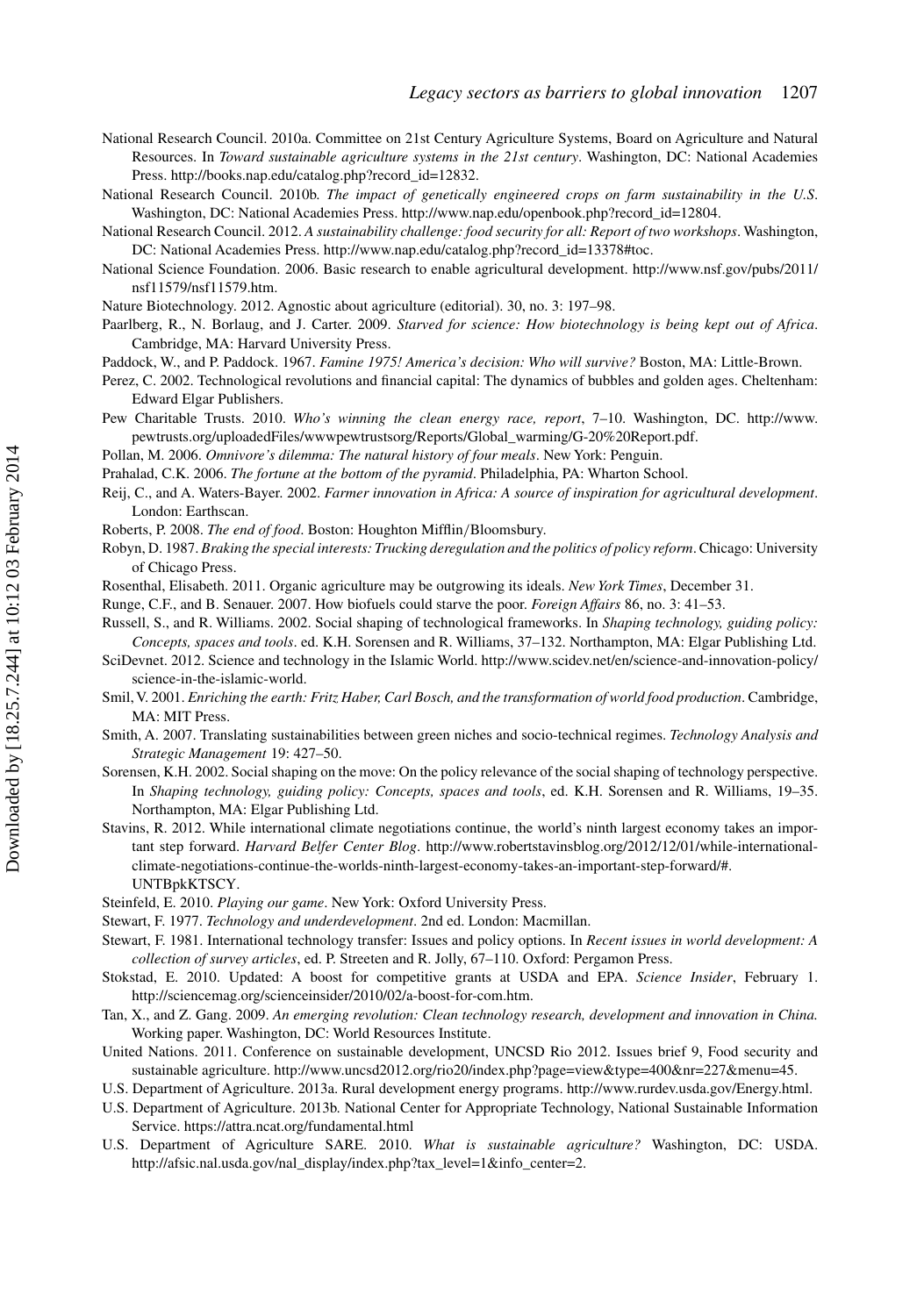National Research Council. 2010a. Committee on 21st Century Agriculture Systems, Board on Agriculture and Natural Resources. In *Toward sustainable agriculture systems in the 21st century*. Washington, DC: National Academies Press. http://books.nap.edu/catalog.php?record_id=12832.

National Research Council. 2010b. *The impact of genetically engineered crops on farm sustainability in the U.S*. Washington, DC: National Academies Press. http://www.nap.edu/openbook.php?record_id=12804.

National Research Council. 2012. *A sustainability challenge: food security for all: Report of two workshops*. Washington, DC: National Academies Press. http://www.nap.edu/catalog.php?record_id=13378#toc.

National Science Foundation. 2006. Basic research to enable agricultural development. http://www.nsf.gov/pubs/2011/nsf11579/nsf11579.htm.

Nature Biotechnology. 2012. Agnostic about agriculture (editorial). 30, no. 3: 197–98.

Paarlberg, R., N. Borlaug, and J. Carter. 2009. *Starved for science: How biotechnology is being kept out of Africa*. Cambridge, MA: Harvard University Press.

Paddock, W., and P. Paddock. 1967. *Famine 1975! America's decision: Who will survive?* Boston, MA: Little-Brown.

Perez, C. 2002. Technological revolutions and financial capital: The dynamics of bubbles and golden ages. Cheltenham: Edward Elgar Publishers.

Pew Charitable Trusts. 2010. *Who's winning the clean energy race, report*, 7–10. Washington, DC. http://www.pewtrusts.org/uploadedFiles/wwwpewtrustsorg/Reports/Global_warming/G-20%20Report.pdf.

Pollan, M. 2006. *Omnivore's dilemma: The natural history of four meals*. New York: Penguin.

Prahalad, C.K. 2006. *The fortune at the bottom of the pyramid*. Philadelphia, PA: Wharton School.

Reij, C., and A. Waters-Bayer. 2002. *Farmer innovation in Africa: A source of inspiration for agricultural development*. London: Earthscan.

Roberts, P. 2008. *The end of food*. Boston: Houghton Mifflin/Bloomsbury.

Robyn, D. 1987. *Braking the special interests: Trucking deregulation and the politics of policy reform*. Chicago: University of Chicago Press.

Rosenthal, Elisabeth. 2011. Organic agriculture may be outgrowing its ideals. *New York Times*, December 31.

Runge, C.F., and B. Senauer. 2007. How biofuels could starve the poor. *Foreign Affairs* 86, no. 3: 41–53.

Russell, S., and R. Williams. 2002. Social shaping of technological frameworks. In *Shaping technology, guiding policy: Concepts, spaces and tools*. ed. K.H. Sorensen and R. Williams, 37–132. Northampton, MA: Elgar Publishing Ltd.

SciDevnet. 2012. Science and technology in the Islamic World. http://www.scidev.net/en/science-and-innovation-policy/science-in-the-islamic-world.

Smil, V. 2001. *Enriching the earth: Fritz Haber, Carl Bosch, and the transformation of world food production*. Cambridge, MA: MIT Press.

Smith, A. 2007. Translating sustainabilities between green niches and socio-technical regimes. *Technology Analysis and Strategic Management* 19: 427–50.

Sorensen, K.H. 2002. Social shaping on the move: On the policy relevance of the social shaping of technology perspective. In *Shaping technology, guiding policy: Concepts, spaces and tools*, ed. K.H. Sorensen and R. Williams, 19–35. Northampton, MA: Elgar Publishing Ltd.

Stavins, R. 2012. While international climate negotiations continue, the world's ninth largest economy takes an important step forward. *Harvard Belfer Center Blog*. http://www.robertstavinsblog.org/2012/12/01/while-international-climate-negotiations-continue-the-worlds-ninth-largest-economy-takes-an-important-step-forward/#.UNTBpkKTSCY.

Steinfeld, E. 2010. *Playing our game*. New York: Oxford University Press.

Stewart, F. 1977. *Technology and underdevelopment*. 2nd ed. London: Macmillan.

Stewart, F. 1981. International technology transfer: Issues and policy options. In *Recent issues in world development: A collection of survey articles*, ed. P. Streeten and R. Jolly, 67–110. Oxford: Pergamon Press.

Stokstad, E. 2010. Updated: A boost for competitive grants at USDA and EPA. *Science Insider*, February 1. http://sciencemag.org/scienceinsider/2010/02/a-boost-for-com.htm.

Tan, X., and Z. Gang. 2009. *An emerging revolution: Clean technology research, development and innovation in China.* Working paper. Washington, DC: World Resources Institute.

United Nations. 2011. Conference on sustainable development, UNCSD Rio 2012. Issues brief 9, Food security and sustainable agriculture. http://www.uncsd2012.org/rio20/index.php?page=view&type=400&nr=227&menu=45.

U.S. Department of Agriculture. 2013a. Rural development energy programs. http://www.rurdev.usda.gov/Energy.html.

U.S. Department of Agriculture. 2013b. National Center for Appropriate Technology, National Sustainable Information Service. https://attra.ncat.org/fundamental.html

U.S. Department of Agriculture SARE. 2010. *What is sustainable agriculture?* Washington, DC: USDA. http://afsic.nal.usda.gov/nal_display/index.php?tax_level=1&info_center=2.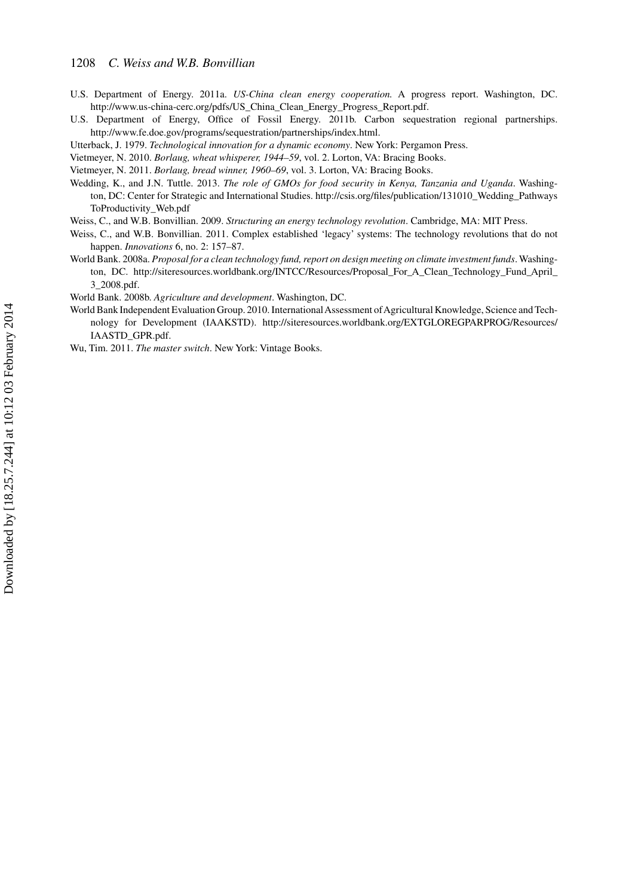U.S. Department of Energy. 2011a. *US-China clean energy cooperation.* A progress report. Washington, DC. http://www.us-china-cerc.org/pdfs/US_China_Clean_Energy_Progress_Report.pdf.

U.S. Department of Energy, Office of Fossil Energy. 2011b. Carbon sequestration regional partnerships. http://www.fe.doe.gov/programs/sequestration/partnerships/index.html.

Utterback, J. 1979. *Technological innovation for a dynamic economy*. New York: Pergamon Press.

Vietmeyer, N. 2010. *Borlaug, wheat whisperer, 1944–59*, vol. 2. Lorton, VA: Bracing Books.

Vietmeyer, N. 2011. *Borlaug, bread winner, 1960–69*, vol. 3. Lorton, VA: Bracing Books.

Wedding, K., and J.N. Tuttle. 2013. *The role of GMOs for food security in Kenya, Tanzania and Uganda*. Washington, DC: Center for Strategic and International Studies. http://csis.org/files/publication/131010_Wedding_PathwaysToProductivity_Web.pdf

Weiss, C., and W.B. Bonvillian. 2009. *Structuring an energy technology revolution*. Cambridge, MA: MIT Press.

Weiss, C., and W.B. Bonvillian. 2011. Complex established 'legacy' systems: The technology revolutions that do not happen. *Innovations* 6, no. 2: 157–87.

World Bank. 2008a. *Proposal for a clean technology fund, report on design meeting on climate investment funds*. Washington, DC. http://siteresources.worldbank.org/INTCC/Resources/Proposal_For_A_Clean_Technology_Fund_April_3_2008.pdf.

World Bank. 2008b. *Agriculture and development*. Washington, DC.

World Bank Independent Evaluation Group. 2010. International Assessment of Agricultural Knowledge, Science and Technology for Development (IAAKSTD). http://siteresources.worldbank.org/EXTGLOREGPARPROG/Resources/IAASTD_GPR.pdf.

Wu, Tim. 2011. *The master switch*. New York: Vintage Books.